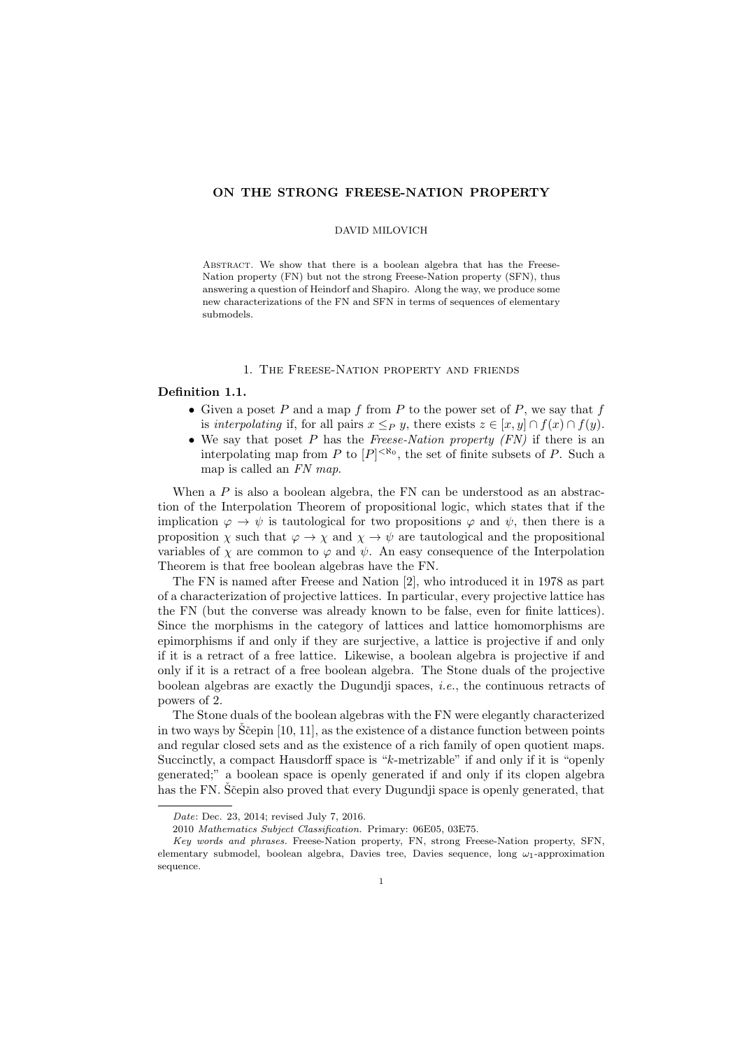# ON THE STRONG FREESE-NATION PROPERTY

DAVID MILOVICH

Abstract. We show that there is a boolean algebra that has the Freese-Nation property (FN) but not the strong Freese-Nation property (SFN), thus answering a question of Heindorf and Shapiro. Along the way, we produce some new characterizations of the FN and SFN in terms of sequences of elementary submodels.

## 1. The Freese-Nation property and friends

**Definition 1.1.**

- Given a poset $P$ and a map $f$ from $P$ to the power set of $P$, we say that $f$ is *interpolating* if, for all pairs $x \leq_P y$, there exists $z \in [x, y] \cap f(x) \cap f(y)$.
- We say that poset $P$ has the *Freese-Nation property (FN)* if there is an interpolating map from $P$ to $[P]^{<\aleph_0}$, the set of finite subsets of $P$. Such a map is called an *FN map*.

When a $P$ is also a boolean algebra, the FN can be understood as an abstraction of the Interpolation Theorem of propositional logic, which states that if the implication $\varphi \to \psi$ is tautological for two propositions $\varphi$ and $\psi$, then there is a proposition $\chi$ such that $\varphi \to \chi$ and $\chi \to \psi$ are tautological and the propositional variables of $\chi$ are common to $\varphi$ and $\psi$. An easy consequence of the Interpolation Theorem is that free boolean algebras have the FN.

The FN is named after Freese and Nation [2], who introduced it in 1978 as part of a characterization of projective lattices. In particular, every projective lattice has the FN (but the converse was already known to be false, even for finite lattices). Since the morphisms in the category of lattices and lattice homomorphisms are epimorphisms if and only if they are surjective, a lattice is projective if and only if it is a retract of a free lattice. Likewise, a boolean algebra is projective if and only if it is a retract of a free boolean algebra. The Stone duals of the projective boolean algebras are exactly the Dugundji spaces, *i.e.*, the continuous retracts of powers of 2.

The Stone duals of the boolean algebras with the FN were elegantly characterized in two ways by Ščepin [10, 11], as the existence of a distance function between points and regular closed sets and as the existence of a rich family of open quotient maps. Succinctly, a compact Hausdorff space is "$k$-metrizable" if and only if it is "openly generated;" a boolean space is openly generated if and only if its clopen algebra has the FN. Ščepin also proved that every Dugundji space is openly generated, that

Date: Dec. 23, 2014; revised July 7, 2016.

2010 *Mathematics Subject Classification.* Primary: 06E05, 03E75.

*Key words and phrases.* Freese-Nation property, FN, strong Freese-Nation property, SFN, elementary submodel, boolean algebra, Davies tree, Davies sequence, long $\omega_1$-approximation sequence.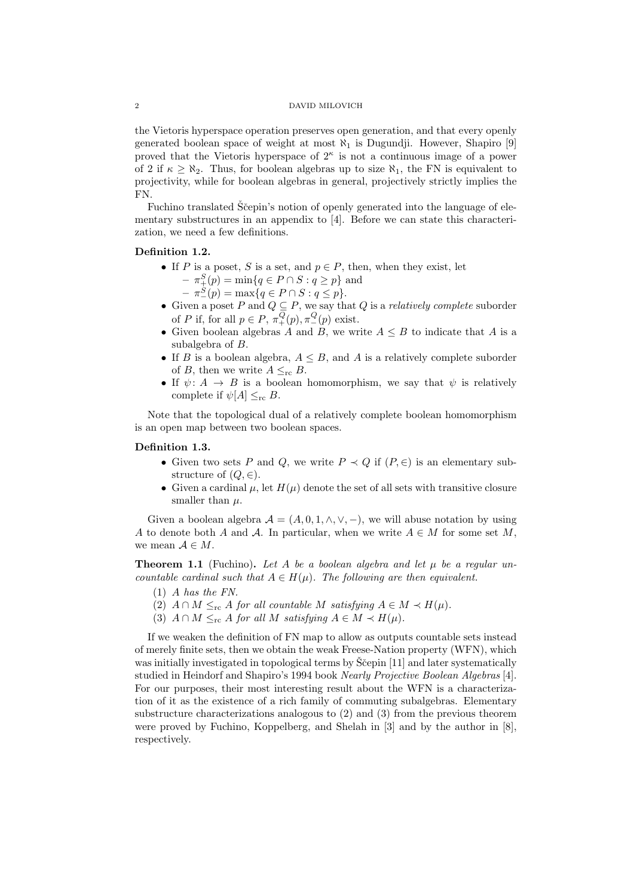the Vietoris hyperspace operation preserves open generation, and that every openly generated boolean space of weight at most $\aleph_1$ is Dugundji. However, Shapiro [9] proved that the Vietoris hyperspace of $2^\kappa$ is not a continuous image of a power of 2 if $\kappa \geq \aleph_2$. Thus, for boolean algebras up to size $\aleph_1$, the FN is equivalent to projectivity, while for boolean algebras in general, projectively strictly implies the FN.

Fuchino translated Ščepin's notion of openly generated into the language of elementary substructures in an appendix to [4]. Before we can state this characterization, we need a few definitions.

**Definition 1.2.**

- If $P$ is a poset, $S$ is a set, and $p \in P$, then, when they exist, let
  - $\pi_+^S(p) = \min\{q \in P \cap S : q \geq p\}$ and
  - $\pi_-^S(p) = \max\{q \in P \cap S : q \leq p\}$.
- Given a poset $P$ and $Q \subseteq P$, we say that $Q$ is a *relatively complete* suborder of $P$ if, for all $p \in P$, $\pi_+^Q(p), \pi_-^Q(p)$ exist.
- Given boolean algebras $A$ and $B$, we write $A \leq B$ to indicate that $A$ is a subalgebra of $B$.
- If $B$ is a boolean algebra, $A \leq B$, and $A$ is a relatively complete suborder of $B$, then we write $A \leq_{\mathrm{rc}} B$.
- If $\psi \colon A \to B$ is a boolean homomorphism, we say that $\psi$ is relatively complete if $\psi[A] \leq_{\mathrm{rc}} B$.

Note that the topological dual of a relatively complete boolean homomorphism is an open map between two boolean spaces.

**Definition 1.3.**

- Given two sets $P$ and $Q$, we write $P \prec Q$ if $(P, \in)$ is an elementary substructure of $(Q, \in)$.
- Given a cardinal $\mu$, let $H(\mu)$ denote the set of all sets with transitive closure smaller than $\mu$.

Given a boolean algebra $\mathcal{A} = (A, 0, 1, \wedge, \vee, -)$, we will abuse notation by using $A$ to denote both $A$ and $\mathcal{A}$. In particular, when we write $A \in M$ for some set $M$, we mean $\mathcal{A} \in M$.

**Theorem 1.1** (Fuchino)**.** *Let $A$ be a boolean algebra and let $\mu$ be a regular uncountable cardinal such that $A \in H(\mu)$. The following are then equivalent.*

1. *$A$ has the FN.*
2. *$A \cap M \leq_{\mathrm{rc}} A$ for all countable $M$ satisfying $A \in M \prec H(\mu)$.*
3. *$A \cap M \leq_{\mathrm{rc}} A$ for all $M$ satisfying $A \in M \prec H(\mu)$.*

If we weaken the definition of FN map to allow as outputs countable sets instead of merely finite sets, then we obtain the weak Freese-Nation property (WFN), which was initially investigated in topological terms by Ščepin [11] and later systematically studied in Heindorf and Shapiro's 1994 book *Nearly Projective Boolean Algebras* [4]. For our purposes, their most interesting result about the WFN is a characterization of it as the existence of a rich family of commuting subalgebras. Elementary substructure characterizations analogous to (2) and (3) from the previous theorem were proved by Fuchino, Koppelberg, and Shelah in [3] and by the author in [8], respectively.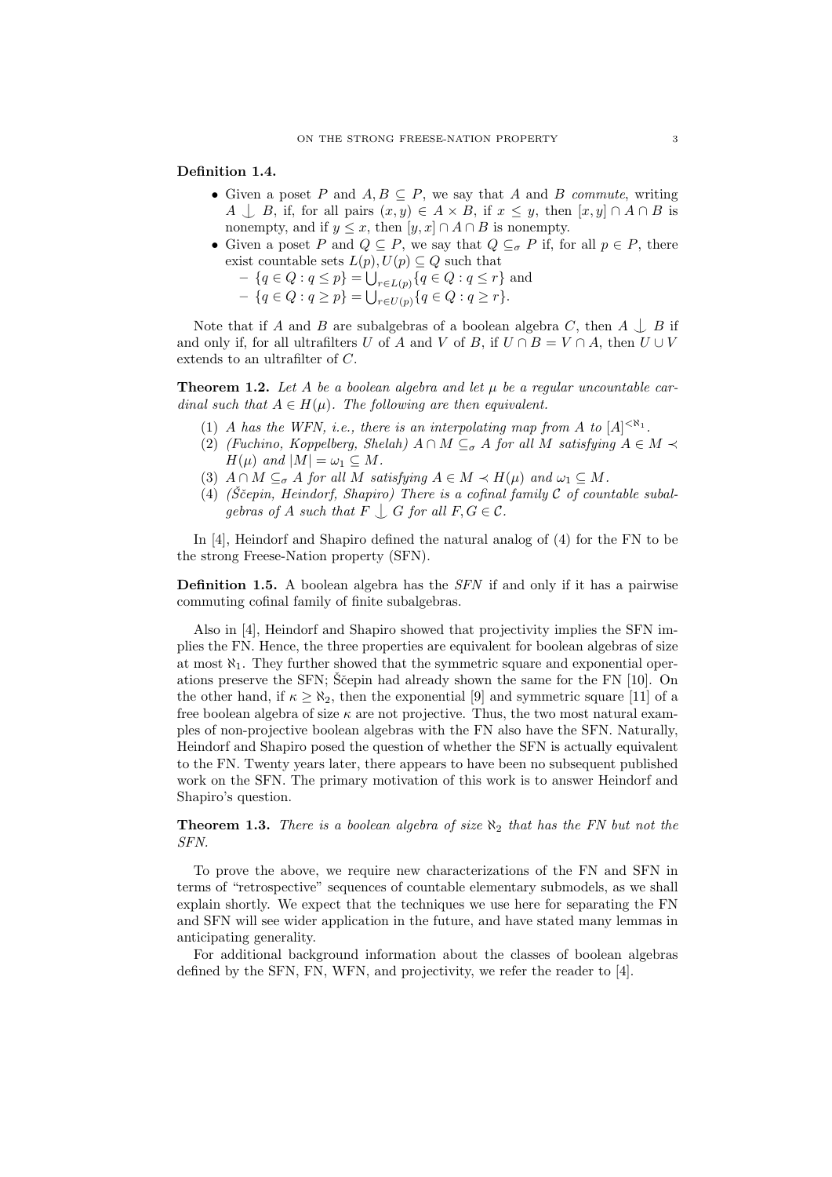**Definition 1.4.**

- Given a poset $P$ and $A, B \subseteq P$, we say that $A$ and $B$ *commute*, writing $A \perp B$, if, for all pairs $(x, y) \in A \times B$, if $x \leq y$, then $[x, y] \cap A \cap B$ is nonempty, and if $y \leq x$, then $[y, x] \cap A \cap B$ is nonempty.
- Given a poset $P$ and $Q \subseteq P$, we say that $Q \subseteq_\sigma P$ if, for all $p \in P$, there exist countable sets $L(p), U(p) \subseteq Q$ such that
  - $\{q \in Q : q \leq p\} = \bigcup_{r \in L(p)} \{q \in Q : q \leq r\}$ and
  - $\{q \in Q : q \geq p\} = \bigcup_{r \in U(p)} \{q \in Q : q \geq r\}$.

Note that if $A$ and $B$ are subalgebras of a boolean algebra $C$, then $A \perp B$ if and only if, for all ultrafilters $U$ of $A$ and $V$ of $B$, if $U \cap B = V \cap A$, then $U \cup V$ extends to an ultrafilter of $C$.

**Theorem 1.2.** *Let $A$ be a boolean algebra and let $\mu$ be a regular uncountable cardinal such that $A \in H(\mu)$. The following are then equivalent.*

1. *$A$ has the WFN, i.e., there is an interpolating map from $A$ to $[A]^{<\aleph_1}$.*
2. *(Fuchino, Koppelberg, Shelah) $A \cap M \subseteq_\sigma A$ for all $M$ satisfying $A \in M \prec H(\mu)$ and $|M| = \omega_1 \subseteq M$.*
3. *$A \cap M \subseteq_\sigma A$ for all $M$ satisfying $A \in M \prec H(\mu)$ and $\omega_1 \subseteq M$.*
4. *(Ščepin, Heindorf, Shapiro) There is a cofinal family $\mathcal{C}$ of countable subalgebras of $A$ such that $F \perp G$ for all $F, G \in \mathcal{C}$.*

In [4], Heindorf and Shapiro defined the natural analog of (4) for the FN to be the strong Freese-Nation property (SFN).

**Definition 1.5.** A boolean algebra has the *SFN* if and only if it has a pairwise commuting cofinal family of finite subalgebras.

Also in [4], Heindorf and Shapiro showed that projectivity implies the SFN implies the FN. Hence, the three properties are equivalent for boolean algebras of size at most $\aleph_1$. They further showed that the symmetric square and exponential operations preserve the SFN; Ščepin had already shown the same for the FN [10]. On the other hand, if $\kappa \geq \aleph_2$, then the exponential [9] and symmetric square [11] of a free boolean algebra of size $\kappa$ are not projective. Thus, the two most natural examples of non-projective boolean algebras with the FN also have the SFN. Naturally, Heindorf and Shapiro posed the question of whether the SFN is actually equivalent to the FN. Twenty years later, there appears to have been no subsequent published work on the SFN. The primary motivation of this work is to answer Heindorf and Shapiro's question.

**Theorem 1.3.** *There is a boolean algebra of size $\aleph_2$ that has the FN but not the SFN.*

To prove the above, we require new characterizations of the FN and SFN in terms of "retrospective" sequences of countable elementary submodels, as we shall explain shortly. We expect that the techniques we use here for separating the FN and SFN will see wider application in the future, and have stated many lemmas in anticipating generality.

For additional background information about the classes of boolean algebras defined by the SFN, FN, WFN, and projectivity, we refer the reader to [4].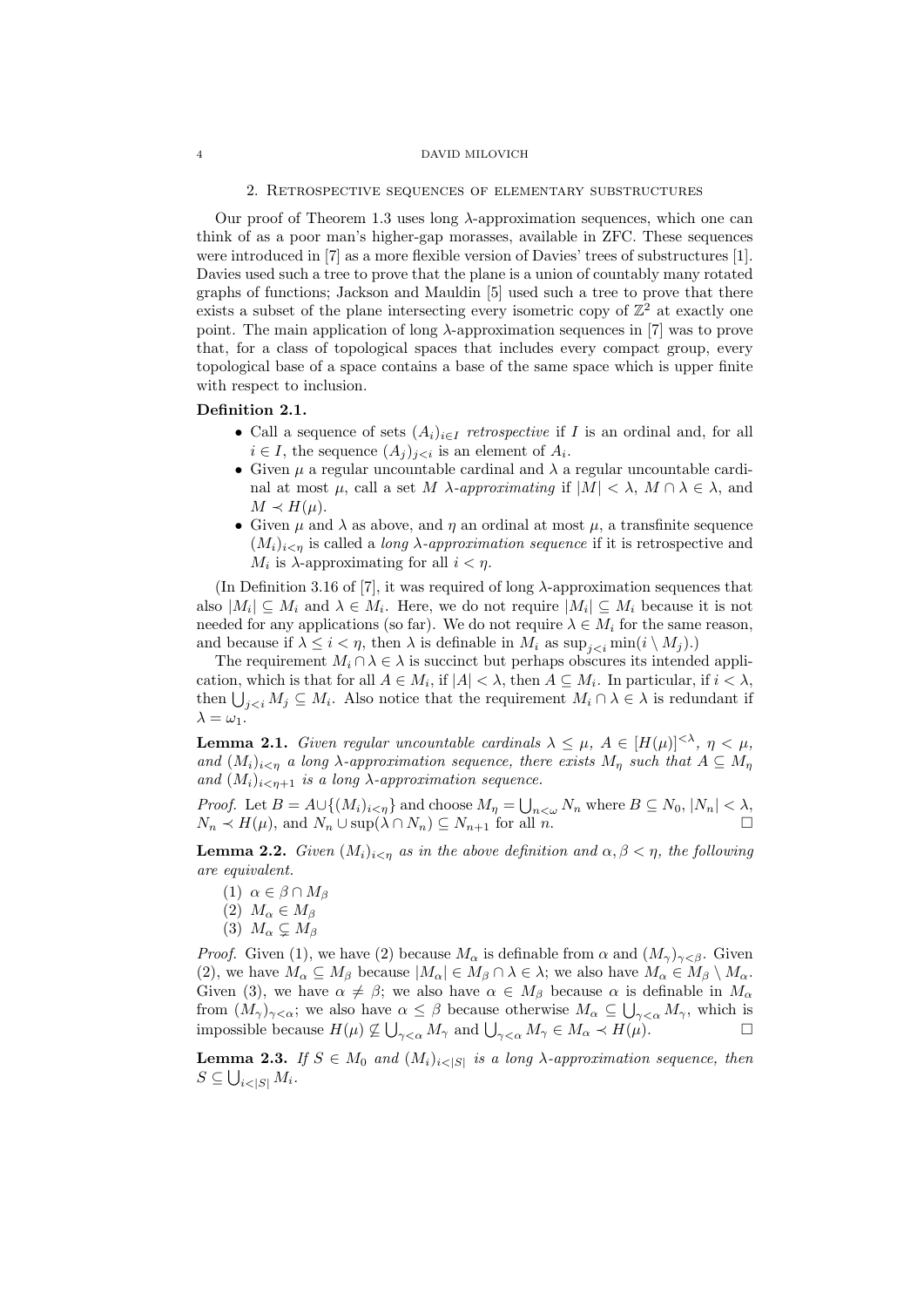## 2. Retrospective sequences of elementary substructures

Our proof of Theorem 1.3 uses long $\lambda$-approximation sequences, which one can think of as a poor man's higher-gap morasses, available in ZFC. These sequences were introduced in [7] as a more flexible version of Davies' trees of substructures [1]. Davies used such a tree to prove that the plane is a union of countably many rotated graphs of functions; Jackson and Mauldin [5] used such a tree to prove that there exists a subset of the plane intersecting every isometric copy of $\mathbb{Z}^2$ at exactly one point. The main application of long $\lambda$-approximation sequences in [7] was to prove that, for a class of topological spaces that includes every compact group, every topological base of a space contains a base of the same space which is upper finite with respect to inclusion.

**Definition 2.1.**

- Call a sequence of sets $(A_i)_{i\in I}$ *retrospective* if $I$ is an ordinal and, for all $i \in I$, the sequence $(A_j)_{j<i}$ is an element of $A_i$.
- Given $\mu$ a regular uncountable cardinal and $\lambda$ a regular uncountable cardinal at most $\mu$, call a set $M$ *$\lambda$-approximating* if $|M| < \lambda$, $M \cap \lambda \in \lambda$, and $M \prec H(\mu)$.
- Given $\mu$ and $\lambda$ as above, and $\eta$ an ordinal at most $\mu$, a transfinite sequence $(M_i)_{i<\eta}$ is called a *long $\lambda$-approximation sequence* if it is retrospective and $M_i$ is $\lambda$-approximating for all $i < \eta$.

(In Definition 3.16 of [7], it was required of long $\lambda$-approximation sequences that also $|M_i| \subseteq M_i$ and $\lambda \in M_i$. Here, we do not require $|M_i| \subseteq M_i$ because it is not needed for any applications (so far). We do not require $\lambda \in M_i$ for the same reason, and because if $\lambda \leq i < \eta$, then $\lambda$ is definable in $M_i$ as $\sup_{j<i} \min(i \setminus M_j)$.)

The requirement $M_i \cap \lambda \in \lambda$ is succinct but perhaps obscures its intended application, which is that for all $A \in M_i$, if $|A| < \lambda$, then $A \subseteq M_i$. In particular, if $i < \lambda$, then $\bigcup_{j<i} M_j \subseteq M_i$. Also notice that the requirement $M_i \cap \lambda \in \lambda$ is redundant if $\lambda = \omega_1$.

**Lemma 2.1.** *Given regular uncountable cardinals $\lambda \leq \mu$, $A \in [H(\mu)]^{<\lambda}$, $\eta < \mu$, and $(M_i)_{i<\eta}$ a long $\lambda$-approximation sequence, there exists $M_\eta$ such that $A \subseteq M_\eta$ and $(M_i)_{i<\eta+1}$ is a long $\lambda$-approximation sequence.*

*Proof.* Let $B = A \cup \{(M_i)_{i<\eta}\}$ and choose $M_\eta = \bigcup_{n<\omega} N_n$ where $B \subseteq N_0$, $|N_n| < \lambda$, $N_n \prec H(\mu)$, and $N_n \cup \sup(\lambda \cap N_n) \subseteq N_{n+1}$ for all $n$. □

**Lemma 2.2.** *Given $(M_i)_{i<\eta}$ as in the above definition and $\alpha, \beta < \eta$, the following are equivalent.*

1. $\alpha \in \beta \cap M_\beta$
2. $M_\alpha \in M_\beta$
3. $M_\alpha \subsetneq M_\beta$

*Proof.* Given (1), we have (2) because $M_\alpha$ is definable from $\alpha$ and $(M_\gamma)_{\gamma<\beta}$. Given (2), we have $M_\alpha \subseteq M_\beta$ because $|M_\alpha| \in M_\beta \cap \lambda \in \lambda$; we also have $M_\alpha \in M_\beta \setminus M_\alpha$. Given (3), we have $\alpha \neq \beta$; we also have $\alpha \in M_\beta$ because $\alpha$ is definable in $M_\alpha$ from $(M_\gamma)_{\gamma<\alpha}$; we also have $\alpha \leq \beta$ because otherwise $M_\alpha \subseteq \bigcup_{\gamma<\alpha} M_\gamma$, which is impossible because $H(\mu) \not\subseteq \bigcup_{\gamma<\alpha} M_\gamma$ and $\bigcup_{\gamma<\alpha} M_\gamma \in M_\alpha \prec H(\mu)$. □

**Lemma 2.3.** *If $S \in M_0$ and $(M_i)_{i<|S|}$ is a long $\lambda$-approximation sequence, then $S \subseteq \bigcup_{i<|S|} M_i$.*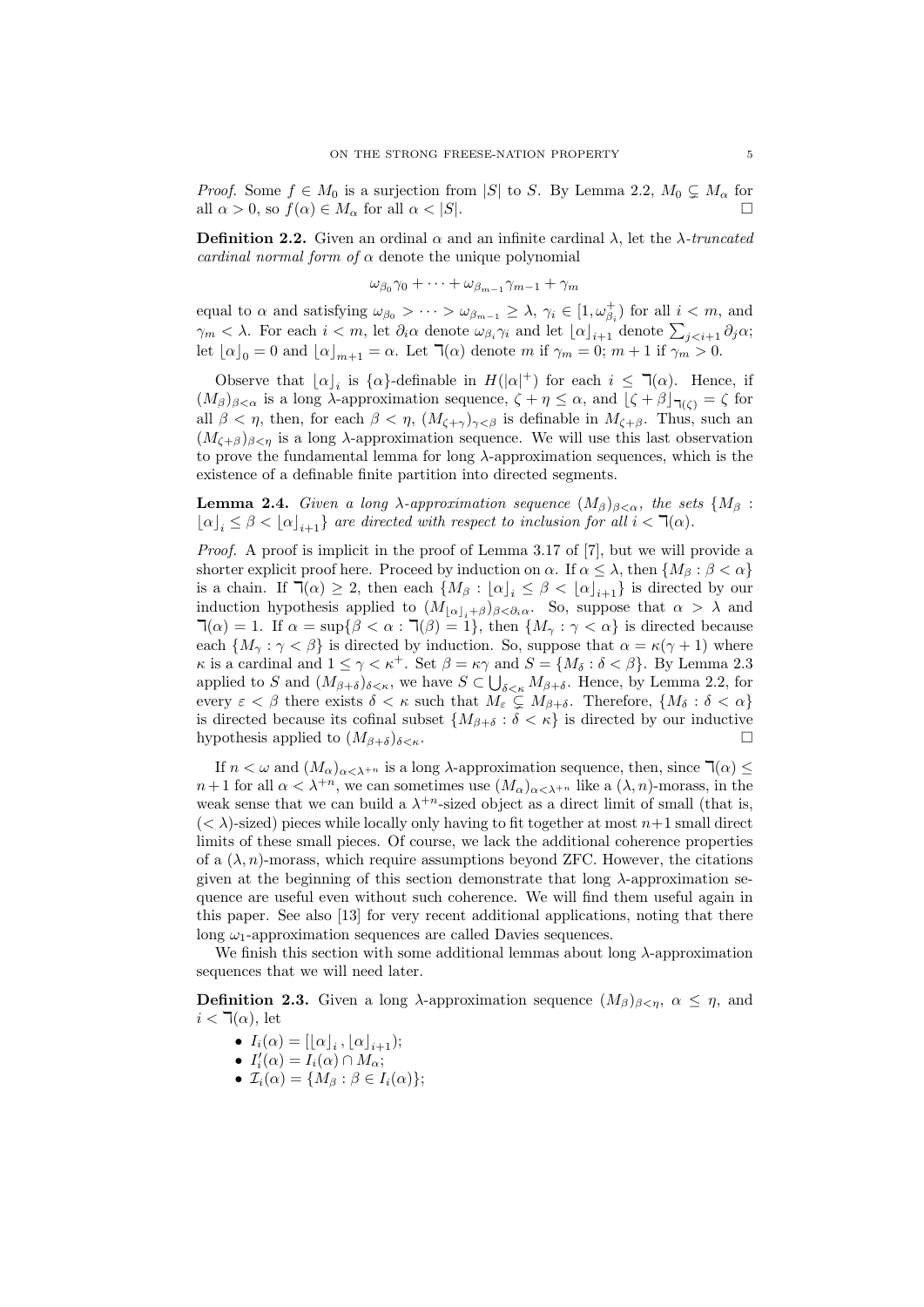*Proof.* Some $f \in M_0$ is a surjection from $|S|$ to $S$. By Lemma 2.2, $M_0 \subsetneq M_\alpha$ for all $\alpha > 0$, so $f(\alpha) \in M_\alpha$ for all $\alpha < |S|$. □

**Definition 2.2.** Given an ordinal $\alpha$ and an infinite cardinal $\lambda$, let the *$\lambda$-truncated cardinal normal form of $\alpha$* denote the unique polynomial

$$\omega_{\beta_0}\gamma_0 + \cdots + \omega_{\beta_{m-1}}\gamma_{m-1} + \gamma_m$$

equal to $\alpha$ and satisfying $\omega_{\beta_0} > \cdots > \omega_{\beta_{m-1}} \geq \lambda$, $\gamma_i \in [1, \omega_{\beta_i}^+)$ for all $i < m$, and $\gamma_m < \lambda$. For each $i < m$, let $\partial_i \alpha$ denote $\omega_{\beta_i}\gamma_i$ and let $\lfloor \alpha \rfloor_{i+1}$ denote $\sum_{j<i+1} \partial_j \alpha$; let $\lfloor \alpha \rfloor_0 = 0$ and $\lfloor \alpha \rfloor_{m+1} = \alpha$. Let $\daleth(\alpha)$ denote $m$ if $\gamma_m = 0$; $m+1$ if $\gamma_m > 0$.

Observe that $\lfloor \alpha \rfloor_i$ is $\{\alpha\}$-definable in $H(|\alpha|^+)$ for each $i \leq \daleth(\alpha)$. Hence, if $(M_\beta)_{\beta<\alpha}$ is a long $\lambda$-approximation sequence, $\zeta + \eta \leq \alpha$, and $\lfloor \zeta + \beta \rfloor_{\daleth(\zeta)} = \zeta$ for all $\beta < \eta$, then, for each $\beta < \eta$, $(M_{\zeta+\gamma})_{\gamma<\beta}$ is definable in $M_{\zeta+\beta}$. Thus, such an $(M_{\zeta+\beta})_{\beta<\eta}$ is a long $\lambda$-approximation sequence. We will use this last observation to prove the fundamental lemma for long $\lambda$-approximation sequences, which is the existence of a definable finite partition into directed segments.

**Lemma 2.4.** *Given a long $\lambda$-approximation sequence $(M_\beta)_{\beta<\alpha}$, the sets $\{M_\beta : \lfloor \alpha \rfloor_i \leq \beta < \lfloor \alpha \rfloor_{i+1}\}$ are directed with respect to inclusion for all $i < \daleth(\alpha)$.*

*Proof.* A proof is implicit in the proof of Lemma 3.17 of [7], but we will provide a shorter explicit proof here. Proceed by induction on $\alpha$. If $\alpha \leq \lambda$, then $\{M_\beta : \beta < \alpha\}$ is a chain. If $\daleth(\alpha) \geq 2$, then each $\{M_\beta : \lfloor \alpha \rfloor_i \leq \beta < \lfloor \alpha \rfloor_{i+1}\}$ is directed by our induction hypothesis applied to $(M_{\lfloor \alpha \rfloor_i + \beta})_{\beta < \partial_i \alpha}$. So, suppose that $\alpha > \lambda$ and $\daleth(\alpha) = 1$. If $\alpha = \sup\{\beta < \alpha : \daleth(\beta) = 1\}$, then $\{M_\gamma : \gamma < \alpha\}$ is directed because each $\{M_\gamma : \gamma < \beta\}$ is directed by induction. So, suppose that $\alpha = \kappa(\gamma + 1)$ where $\kappa$ is a cardinal and $1 \leq \gamma < \kappa^+$. Set $\beta = \kappa\gamma$ and $S = \{M_\delta : \delta < \beta\}$. By Lemma 2.3 applied to $S$ and $(M_{\beta+\delta})_{\delta<\kappa}$, we have $S \subset \bigcup_{\delta<\kappa} M_{\beta+\delta}$. Hence, by Lemma 2.2, for every $\varepsilon < \beta$ there exists $\delta < \kappa$ such that $M_\varepsilon \subsetneq M_{\beta+\delta}$. Therefore, $\{M_\delta : \delta < \alpha\}$ is directed because its cofinal subset $\{M_{\beta+\delta} : \delta < \kappa\}$ is directed by our inductive hypothesis applied to $(M_{\beta+\delta})_{\delta<\kappa}$. □

If $n < \omega$ and $(M_\alpha)_{\alpha<\lambda^{+n}}$ is a long $\lambda$-approximation sequence, then, since $\daleth(\alpha) \leq n+1$ for all $\alpha < \lambda^{+n}$, we can sometimes use $(M_\alpha)_{\alpha<\lambda^{+n}}$ like a $(\lambda, n)$-morass, in the weak sense that we can build a $\lambda^{+n}$-sized object as a direct limit of small (that is, $(<\lambda)$-sized) pieces while locally only having to fit together at most $n+1$ small direct limits of these small pieces. Of course, we lack the additional coherence properties of a $(\lambda, n)$-morass, which require assumptions beyond ZFC. However, the citations given at the beginning of this section demonstrate that long $\lambda$-approximation sequence are useful even without such coherence. We will find them useful again in this paper. See also [13] for very recent additional applications, noting that there long $\omega_1$-approximation sequences are called Davies sequences.

We finish this section with some additional lemmas about long $\lambda$-approximation sequences that we will need later.

**Definition 2.3.** Given a long $\lambda$-approximation sequence $(M_\beta)_{\beta<\eta}$, $\alpha \leq \eta$, and $i < \daleth(\alpha)$, let

- $I_i(\alpha) = [\lfloor \alpha \rfloor_i, \lfloor \alpha \rfloor_{i+1})$;
- $I'_i(\alpha) = I_i(\alpha) \cap M_\alpha$;
- $\mathcal{I}_i(\alpha) = \{M_\beta : \beta \in I_i(\alpha)\}$;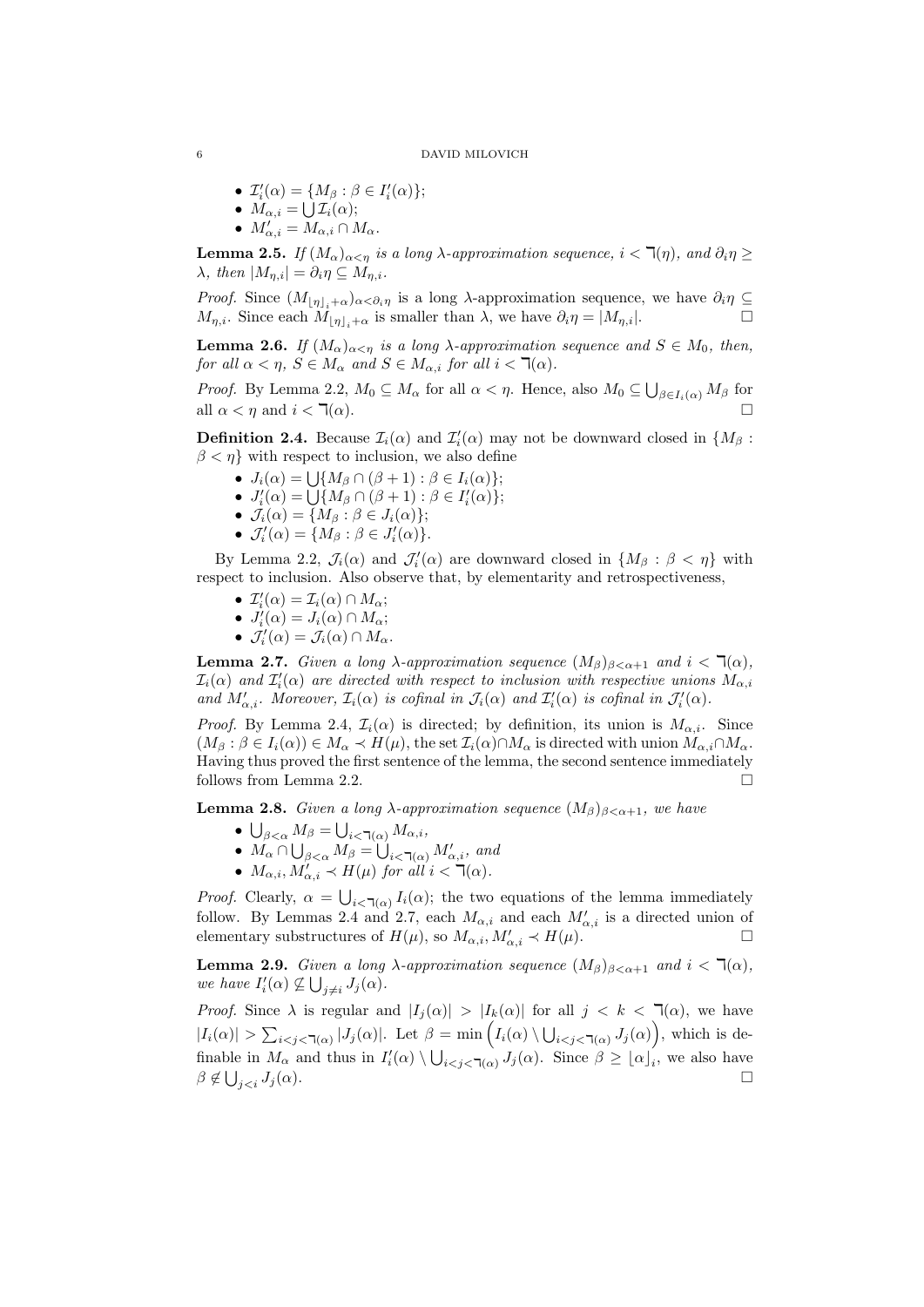- $\mathcal{I}'_i(\alpha) = \{M_\beta : \beta \in I'_i(\alpha)\}$;
- $M_{\alpha,i} = \bigcup \mathcal{I}_i(\alpha)$;
- $M'_{\alpha,i} = M_{\alpha,i} \cap M_\alpha$.

**Lemma 2.5.** *If $(M_\alpha)_{\alpha<\eta}$ is a long $\lambda$-approximation sequence, $i < \daleth(\eta)$, and $\partial_i\eta \geq \lambda$, then $|M_{\eta,i}| = \partial_i\eta \subseteq M_{\eta,i}$.*

*Proof.* Since $(M_{\lfloor\eta\rfloor_i+\alpha})_{\alpha<\partial_i\eta}$ is a long $\lambda$-approximation sequence, we have $\partial_i\eta \subseteq M_{\eta,i}$. Since each $M_{\lfloor\eta\rfloor_i+\alpha}$ is smaller than $\lambda$, we have $\partial_i\eta = |M_{\eta,i}|$. □

**Lemma 2.6.** *If $(M_\alpha)_{\alpha<\eta}$ is a long $\lambda$-approximation sequence and $S \in M_0$, then, for all $\alpha < \eta$, $S \in M_\alpha$ and $S \in M_{\alpha,i}$ for all $i < \daleth(\alpha)$.*

*Proof.* By Lemma 2.2, $M_0 \subseteq M_\alpha$ for all $\alpha < \eta$. Hence, also $M_0 \subseteq \bigcup_{\beta\in I_i(\alpha)} M_\beta$ for all $\alpha < \eta$ and $i < \daleth(\alpha)$. □

**Definition 2.4.** Because $\mathcal{I}_i(\alpha)$ and $\mathcal{I}'_i(\alpha)$ may not be downward closed in $\{M_\beta : \beta < \eta\}$ with respect to inclusion, we also define

- $J_i(\alpha) = \bigcup\{M_\beta \cap (\beta+1) : \beta \in I_i(\alpha)\}$;
- $J'_i(\alpha) = \bigcup\{M_\beta \cap (\beta+1) : \beta \in I'_i(\alpha)\}$;
- $\mathcal{J}_i(\alpha) = \{M_\beta : \beta \in J_i(\alpha)\}$;
- $\mathcal{J}'_i(\alpha) = \{M_\beta : \beta \in J'_i(\alpha)\}$.

By Lemma 2.2, $\mathcal{J}_i(\alpha)$ and $\mathcal{J}'_i(\alpha)$ are downward closed in $\{M_\beta : \beta < \eta\}$ with respect to inclusion. Also observe that, by elementarity and retrospectiveness,

- $\mathcal{I}'_i(\alpha) = \mathcal{I}_i(\alpha) \cap M_\alpha$;
- $J'_i(\alpha) = J_i(\alpha) \cap M_\alpha$;
- $\mathcal{J}'_i(\alpha) = \mathcal{J}_i(\alpha) \cap M_\alpha$.

**Lemma 2.7.** *Given a long $\lambda$-approximation sequence $(M_\beta)_{\beta<\alpha+1}$ and $i < \daleth(\alpha)$, $\mathcal{I}_i(\alpha)$ and $\mathcal{I}'_i(\alpha)$ are directed with respect to inclusion with respective unions $M_{\alpha,i}$ and $M'_{\alpha,i}$. Moreover, $\mathcal{I}_i(\alpha)$ is cofinal in $\mathcal{J}_i(\alpha)$ and $\mathcal{I}'_i(\alpha)$ is cofinal in $\mathcal{J}'_i(\alpha)$.*

*Proof.* By Lemma 2.4, $\mathcal{I}_i(\alpha)$ is directed; by definition, its union is $M_{\alpha,i}$. Since $(M_\beta : \beta \in I_i(\alpha)) \in M_\alpha \prec H(\mu)$, the set $\mathcal{I}_i(\alpha) \cap M_\alpha$ is directed with union $M_{\alpha,i} \cap M_\alpha$. Having thus proved the first sentence of the lemma, the second sentence immediately follows from Lemma 2.2. □

**Lemma 2.8.** *Given a long $\lambda$-approximation sequence $(M_\beta)_{\beta<\alpha+1}$, we have*

- $\bigcup_{\beta<\alpha} M_\beta = \bigcup_{i<\daleth(\alpha)} M_{\alpha,i}$,
- $M_\alpha \cap \bigcup_{\beta<\alpha} M_\beta = \bigcup_{i<\daleth(\alpha)} M'_{\alpha,i}$, *and*
- $M_{\alpha,i}, M'_{\alpha,i} \prec H(\mu)$ *for all* $i < \daleth(\alpha)$.

*Proof.* Clearly, $\alpha = \bigcup_{i<\daleth(\alpha)} I_i(\alpha)$; the two equations of the lemma immediately follow. By Lemmas 2.4 and 2.7, each $M_{\alpha,i}$ and each $M'_{\alpha,i}$ is a directed union of elementary substructures of $H(\mu)$, so $M_{\alpha,i}, M'_{\alpha,i} \prec H(\mu)$. □

**Lemma 2.9.** *Given a long $\lambda$-approximation sequence $(M_\beta)_{\beta<\alpha+1}$ and $i < \daleth(\alpha)$, we have $I'_i(\alpha) \not\subseteq \bigcup_{j\neq i} J_j(\alpha)$.*

*Proof.* Since $\lambda$ is regular and $|I_j(\alpha)| > |I_k(\alpha)|$ for all $j < k < \daleth(\alpha)$, we have $|I_i(\alpha)| > \sum_{i<j<\daleth(\alpha)} |J_j(\alpha)|$. Let $\beta = \min\left(I_i(\alpha) \setminus \bigcup_{i<j<\daleth(\alpha)} J_j(\alpha)\right)$, which is definable in $M_\alpha$ and thus in $I'_i(\alpha) \setminus \bigcup_{i<j<\daleth(\alpha)} J_j(\alpha)$. Since $\beta \geq \lfloor\alpha\rfloor_i$, we also have $\beta \notin \bigcup_{j<i} J_j(\alpha)$. □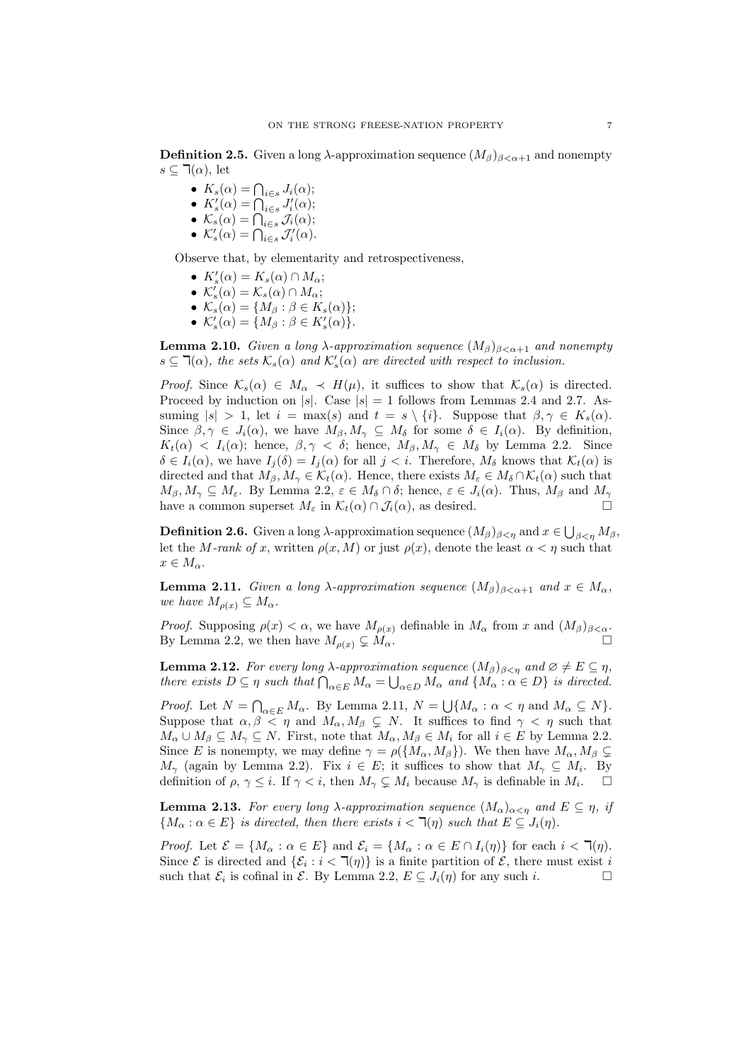**Definition 2.5.** Given a long $\lambda$-approximation sequence $(M_\beta)_{\beta<\alpha+1}$ and nonempty $s \subseteq \daleth(\alpha)$, let

- $K_s(\alpha) = \bigcap_{i\in s} J_i(\alpha)$;
- $K'_s(\alpha) = \bigcap_{i\in s} J'_i(\alpha)$;
- $\mathcal{K}_s(\alpha) = \bigcap_{i\in s} \mathcal{J}_i(\alpha)$;
- $\mathcal{K}'_s(\alpha) = \bigcap_{i\in s} \mathcal{J}'_i(\alpha)$.

Observe that, by elementarity and retrospectiveness,

- $K'_s(\alpha) = K_s(\alpha) \cap M_\alpha$;
- $\mathcal{K}'_s(\alpha) = \mathcal{K}_s(\alpha) \cap M_\alpha$;
- $\mathcal{K}_s(\alpha) = \{M_\beta : \beta \in K_s(\alpha)\}$;
- $\mathcal{K}'_s(\alpha) = \{M_\beta : \beta \in K'_s(\alpha)\}$.

**Lemma 2.10.** *Given a long $\lambda$-approximation sequence $(M_\beta)_{\beta<\alpha+1}$ and nonempty $s \subseteq \daleth(\alpha)$, the sets $\mathcal{K}_s(\alpha)$ and $\mathcal{K}'_s(\alpha)$ are directed with respect to inclusion.*

*Proof.* Since $\mathcal{K}_s(\alpha) \in M_\alpha \prec H(\mu)$, it suffices to show that $\mathcal{K}_s(\alpha)$ is directed. Proceed by induction on $|s|$. Case $|s| = 1$ follows from Lemmas 2.4 and 2.7. Assuming $|s| > 1$, let $i = \max(s)$ and $t = s \setminus \{i\}$. Suppose that $\beta, \gamma \in K_s(\alpha)$. Since $\beta, \gamma \in J_i(\alpha)$, we have $M_\beta, M_\gamma \subseteq M_\delta$ for some $\delta \in I_i(\alpha)$. By definition, $K_t(\alpha) < I_i(\alpha)$; hence, $\beta, \gamma < \delta$; hence, $M_\beta, M_\gamma \in M_\delta$ by Lemma 2.2. Since $\delta \in I_i(\alpha)$, we have $I_j(\delta) = I_j(\alpha)$ for all $j < i$. Therefore, $M_\delta$ knows that $\mathcal{K}_t(\alpha)$ is directed and that $M_\beta, M_\gamma \in \mathcal{K}_t(\alpha)$. Hence, there exists $M_\varepsilon \in M_\delta \cap \mathcal{K}_t(\alpha)$ such that $M_\beta, M_\gamma \subseteq M_\varepsilon$. By Lemma 2.2, $\varepsilon \in M_\delta \cap \delta$; hence, $\varepsilon \in J_i(\alpha)$. Thus, $M_\beta$ and $M_\gamma$ have a common superset $M_\varepsilon$ in $\mathcal{K}_t(\alpha) \cap \mathcal{J}_i(\alpha)$, as desired. $\square$

**Definition 2.6.** Given a long $\lambda$-approximation sequence $(M_\beta)_{\beta<\eta}$ and $x \in \bigcup_{\beta<\eta} M_\beta$, let the *$M$-rank of $x$*, written $\rho(x, M)$ or just $\rho(x)$, denote the least $\alpha < \eta$ such that $x \in M_\alpha$.

**Lemma 2.11.** *Given a long $\lambda$-approximation sequence $(M_\beta)_{\beta<\alpha+1}$ and $x \in M_\alpha$, we have $M_{\rho(x)} \subseteq M_\alpha$.*

*Proof.* Supposing $\rho(x) < \alpha$, we have $M_{\rho(x)}$ definable in $M_\alpha$ from $x$ and $(M_\beta)_{\beta<\alpha}$. By Lemma 2.2, we then have $M_{\rho(x)} \subsetneq M_\alpha$. $\square$

**Lemma 2.12.** *For every long $\lambda$-approximation sequence $(M_\beta)_{\beta<\eta}$ and $\varnothing \neq E \subseteq \eta$, there exists $D \subseteq \eta$ such that $\bigcap_{\alpha\in E} M_\alpha = \bigcup_{\alpha\in D} M_\alpha$ and $\{M_\alpha : \alpha \in D\}$ is directed.*

*Proof.* Let $N = \bigcap_{\alpha\in E} M_\alpha$. By Lemma 2.11, $N = \bigcup\{M_\alpha : \alpha < \eta \text{ and } M_\alpha \subseteq N\}$. Suppose that $\alpha, \beta < \eta$ and $M_\alpha, M_\beta \subsetneq N$. It suffices to find $\gamma < \eta$ such that $M_\alpha \cup M_\beta \subseteq M_\gamma \subseteq N$. First, note that $M_\alpha, M_\beta \in M_i$ for all $i \in E$ by Lemma 2.2. Since $E$ is nonempty, we may define $\gamma = \rho(\{M_\alpha, M_\beta\})$. We then have $M_\alpha, M_\beta \subsetneq M_\gamma$ (again by Lemma 2.2). Fix $i \in E$; it suffices to show that $M_\gamma \subseteq M_i$. By definition of $\rho$, $\gamma \leq i$. If $\gamma < i$, then $M_\gamma \subsetneq M_i$ because $M_\gamma$ is definable in $M_i$. $\square$

**Lemma 2.13.** *For every long $\lambda$-approximation sequence $(M_\alpha)_{\alpha<\eta}$ and $E \subseteq \eta$, if $\{M_\alpha : \alpha \in E\}$ is directed, then there exists $i < \daleth(\eta)$ such that $E \subseteq J_i(\eta)$.*

*Proof.* Let $\mathcal{E} = \{M_\alpha : \alpha \in E\}$ and $\mathcal{E}_i = \{M_\alpha : \alpha \in E \cap I_i(\eta)\}$ for each $i < \daleth(\eta)$. Since $\mathcal{E}$ is directed and $\{\mathcal{E}_i : i < \daleth(\eta)\}$ is a finite partition of $\mathcal{E}$, there must exist $i$ such that $\mathcal{E}_i$ is cofinal in $\mathcal{E}$. By Lemma 2.2, $E \subseteq J_i(\eta)$ for any such $i$. $\square$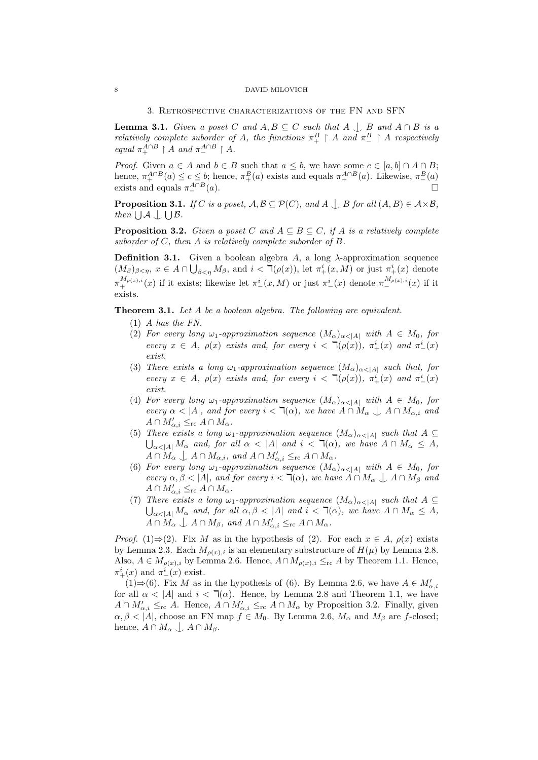## 3. Retrospective characterizations of the FN and SFN

**Lemma 3.1.** *Given a poset $C$ and $A, B \subseteq C$ such that $A \downarrow B$ and $A \cap B$ is a relatively complete suborder of $A$, the functions $\pi_+^B \upharpoonright A$ and $\pi_-^B \upharpoonright A$ respectively equal $\pi_+^{A\cap B} \upharpoonright A$ and $\pi_-^{A\cap B} \upharpoonright A$.*

*Proof.* Given $a \in A$ and $b \in B$ such that $a \leq b$, we have some $c \in [a, b] \cap A \cap B$; hence, $\pi_+^{A\cap B}(a) \leq c \leq b$; hence, $\pi_+^B(a)$ exists and equals $\pi_+^{A\cap B}(a)$. Likewise, $\pi_-^B(a)$ exists and equals $\pi_-^{A\cap B}(a)$. □

**Proposition 3.1.** *If $C$ is a poset, $\mathcal{A}, \mathcal{B} \subseteq \mathcal{P}(C)$, and $A \downarrow B$ for all $(A, B) \in \mathcal{A} \times \mathcal{B}$, then $\bigcup \mathcal{A} \downarrow \bigcup \mathcal{B}$.*

**Proposition 3.2.** *Given a poset $C$ and $A \subseteq B \subseteq C$, if $A$ is a relatively complete suborder of $C$, then $A$ is relatively complete suborder of $B$.*

**Definition 3.1.** Given a boolean algebra $A$, a long $\lambda$-approximation sequence $(M_\beta)_{\beta<\eta}$, $x \in A \cap \bigcup_{\beta<\eta} M_\beta$, and $i < \urcorner(\rho(x))$, let $\pi_+^i(x, M)$ or just $\pi_+^i(x)$ denote $\pi_+^{M_{\rho(x),i}}(x)$ if it exists; likewise let $\pi_-^i(x, M)$ or just $\pi_-^i(x)$ denote $\pi_-^{M_{\rho(x),i}}(x)$ if it exists.

**Theorem 3.1.** *Let $A$ be a boolean algebra. The following are equivalent.*

1. *$A$ has the FN.*
2. *For every long $\omega_1$-approximation sequence $(M_\alpha)_{\alpha<|A|}$ with $A \in M_0$, for every $x \in A$, $\rho(x)$ exists and, for every $i < \urcorner(\rho(x))$, $\pi_+^i(x)$ and $\pi_-^i(x)$ exist.*
3. *There exists a long $\omega_1$-approximation sequence $(M_\alpha)_{\alpha<|A|}$ such that, for every $x \in A$, $\rho(x)$ exists and, for every $i < \urcorner(\rho(x))$, $\pi_+^i(x)$ and $\pi_-^i(x)$ exist.*
4. *For every long $\omega_1$-approximation sequence $(M_\alpha)_{\alpha<|A|}$ with $A \in M_0$, for every $\alpha < |A|$, and for every $i < \urcorner(\alpha)$, we have $A \cap M_\alpha \downarrow A \cap M_{\alpha,i}$ and $A \cap M'_{\alpha,i} \leq_{\mathrm{rc}} A \cap M_\alpha$.*
5. *There exists a long $\omega_1$-approximation sequence $(M_\alpha)_{\alpha<|A|}$ such that $A \subseteq \bigcup_{\alpha<|A|} M_\alpha$ and, for all $\alpha < |A|$ and $i < \urcorner(\alpha)$, we have $A \cap M_\alpha \leq A$, $A \cap M_\alpha \downarrow A \cap M_{\alpha,i}$, and $A \cap M'_{\alpha,i} \leq_{\mathrm{rc}} A \cap M_\alpha$.*
6. *For every long $\omega_1$-approximation sequence $(M_\alpha)_{\alpha<|A|}$ with $A \in M_0$, for every $\alpha, \beta < |A|$, and for every $i < \urcorner(\alpha)$, we have $A \cap M_\alpha \downarrow A \cap M_\beta$ and $A \cap M'_{\alpha,i} \leq_{\mathrm{rc}} A \cap M_\alpha$.*
7. *There exists a long $\omega_1$-approximation sequence $(M_\alpha)_{\alpha<|A|}$ such that $A \subseteq \bigcup_{\alpha<|A|} M_\alpha$ and, for all $\alpha, \beta < |A|$ and $i < \urcorner(\alpha)$, we have $A \cap M_\alpha \leq A$, $A \cap M_\alpha \downarrow A \cap M_\beta$, and $A \cap M'_{\alpha,i} \leq_{\mathrm{rc}} A \cap M_\alpha$.*

*Proof.* (1)⇒(2). Fix $M$ as in the hypothesis of (2). For each $x \in A$, $\rho(x)$ exists by Lemma 2.3. Each $M_{\rho(x),i}$ is an elementary substructure of $H(\mu)$ by Lemma 2.8. Also, $A \in M_{\rho(x),i}$ by Lemma 2.6. Hence, $A \cap M_{\rho(x),i} \leq_{\mathrm{rc}} A$ by Theorem 1.1. Hence, $\pi_+^i(x)$ and $\pi_-^i(x)$ exist.

(1)⇒(6). Fix $M$ as in the hypothesis of (6). By Lemma 2.6, we have $A \in M'_{\alpha,i}$ for all $\alpha < |A|$ and $i < \urcorner(\alpha)$. Hence, by Lemma 2.8 and Theorem 1.1, we have $A \cap M'_{\alpha,i} \leq_{\mathrm{rc}} A$. Hence, $A \cap M'_{\alpha,i} \leq_{\mathrm{rc}} A \cap M_\alpha$ by Proposition 3.2. Finally, given $\alpha, \beta < |A|$, choose an FN map $f \in M_0$. By Lemma 2.6, $M_\alpha$ and $M_\beta$ are $f$-closed; hence, $A \cap M_\alpha \downarrow A \cap M_\beta$.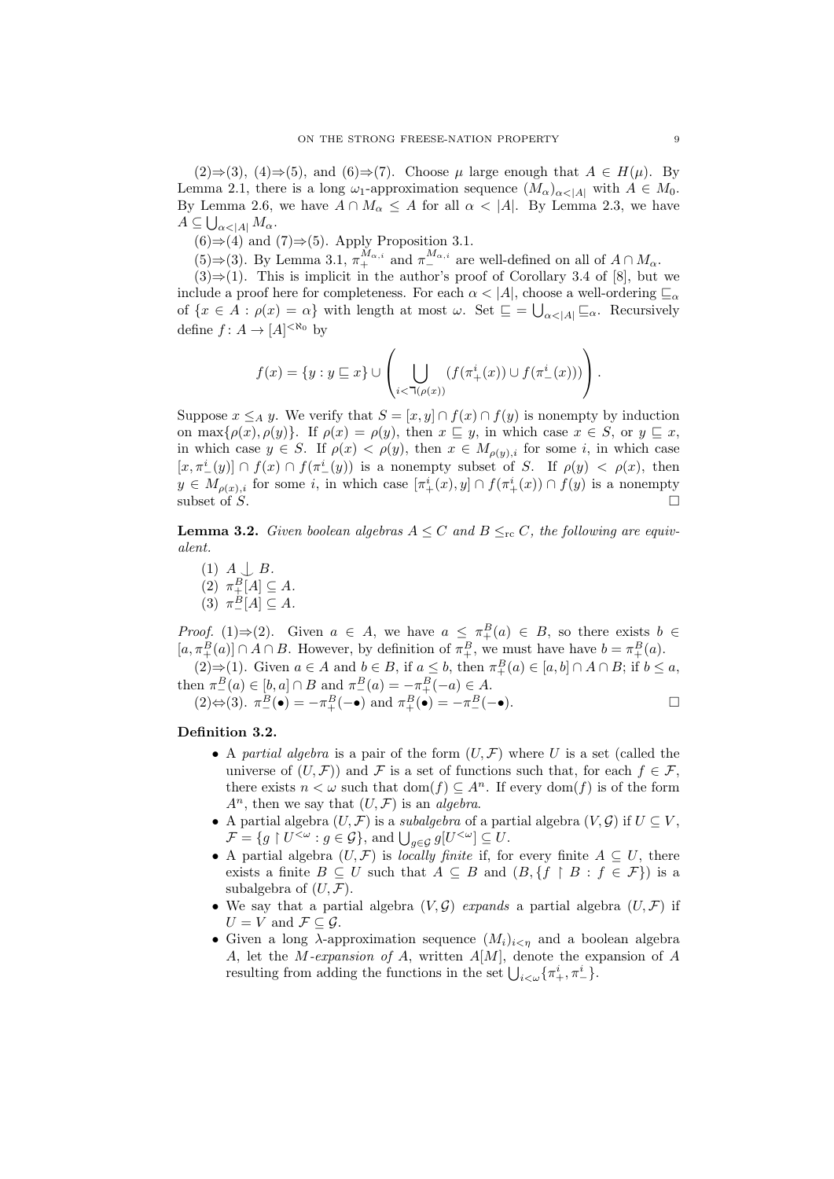(2)⇒(3), (4)⇒(5), and (6)⇒(7). Choose $\mu$ large enough that $A \in H(\mu)$. By Lemma 2.1, there is a long $\omega_1$-approximation sequence $(M_\alpha)_{\alpha<|A|}$ with $A \in M_0$. By Lemma 2.6, we have $A \cap M_\alpha \leq A$ for all $\alpha < |A|$. By Lemma 2.3, we have $A \subseteq \bigcup_{\alpha<|A|} M_\alpha$.

(6)⇒(4) and (7)⇒(5). Apply Proposition 3.1.

(5)⇒(3). By Lemma 3.1, $\pi_+^{M_{\alpha,i}}$ and $\pi_-^{M_{\alpha,i}}$ are well-defined on all of $A \cap M_\alpha$.

(3)⇒(1). This is implicit in the author's proof of Corollary 3.4 of [8], but we include a proof here for completeness. For each $\alpha < |A|$, choose a well-ordering $\sqsubseteq_\alpha$ of $\{x \in A : \rho(x) = \alpha\}$ with length at most $\omega$. Set $\sqsubseteq = \bigcup_{\alpha<|A|} \sqsubseteq_\alpha$. Recursively define $f\colon A \to [A]^{<\aleph_0}$ by

$$f(x) = \{y : y \sqsubseteq x\} \cup \left( \bigcup_{i<\urcorner(\rho(x))} (f(\pi_+^i(x)) \cup f(\pi_-^i(x))) \right).$$

Suppose $x \leq_A y$. We verify that $S = [x, y] \cap f(x) \cap f(y)$ is nonempty by induction on $\max\{\rho(x), \rho(y)\}$. If $\rho(x) = \rho(y)$, then $x \sqsubseteq y$, in which case $x \in S$, or $y \sqsubseteq x$, in which case $y \in S$. If $\rho(x) < \rho(y)$, then $x \in M_{\rho(y),i}$ for some $i$, in which case $[x, \pi_-^i(y)] \cap f(x) \cap f(\pi_-^i(y))$ is a nonempty subset of $S$. If $\rho(y) < \rho(x)$, then $y \in M_{\rho(x),i}$ for some $i$, in which case $[\pi_+^i(x), y] \cap f(\pi_+^i(x)) \cap f(y)$ is a nonempty subset of $S$. □

**Lemma 3.2.** *Given boolean algebras $A \leq C$ and $B \leq_{\mathrm{rc}} C$, the following are equivalent.*

1. $A \downarrow B$.
2. $\pi_+^B[A] \subseteq A$.
3. $\pi_-^B[A] \subseteq A$.

*Proof.* (1)⇒(2). Given $a \in A$, we have $a \leq \pi_+^B(a) \in B$, so there exists $b \in [a, \pi_+^B(a)] \cap A \cap B$. However, by definition of $\pi_+^B$, we must have have $b = \pi_+^B(a)$.

(2)⇒(1). Given $a \in A$ and $b \in B$, if $a \leq b$, then $\pi_+^B(a) \in [a, b] \cap A \cap B$; if $b \leq a$, then $\pi_-^B(a) \in [b, a] \cap B$ and $\pi_-^B(a) = -\pi_+^B(-a) \in A$.

(2)⇔(3). $\pi_-^B(\bullet) = -\pi_+^B(-\bullet)$ and $\pi_+^B(\bullet) = -\pi_-^B(-\bullet)$. □

**Definition 3.2.**

- A *partial algebra* is a pair of the form $(U, \mathcal{F})$ where $U$ is a set (called the universe of $(U, \mathcal{F})$) and $\mathcal{F}$ is a set of functions such that, for each $f \in \mathcal{F}$, there exists $n < \omega$ such that $\mathrm{dom}(f) \subseteq A^n$. If every $\mathrm{dom}(f)$ is of the form $A^n$, then we say that $(U, \mathcal{F})$ is an *algebra*.
- A partial algebra $(U, \mathcal{F})$ is a *subalgebra* of a partial algebra $(V, \mathcal{G})$ if $U \subseteq V$, $\mathcal{F} = \{g \upharpoonright U^{<\omega} : g \in \mathcal{G}\}$, and $\bigcup_{g\in\mathcal{G}} g[U^{<\omega}] \subseteq U$.
- A partial algebra $(U, \mathcal{F})$ is *locally finite* if, for every finite $A \subseteq U$, there exists a finite $B \subseteq U$ such that $A \subseteq B$ and $(B, \{f \upharpoonright B : f \in \mathcal{F}\})$ is a subalgebra of $(U, \mathcal{F})$.
- We say that a partial algebra $(V, \mathcal{G})$ *expands* a partial algebra $(U, \mathcal{F})$ if $U = V$ and $\mathcal{F} \subseteq \mathcal{G}$.
- Given a long $\lambda$-approximation sequence $(M_i)_{i<\eta}$ and a boolean algebra $A$, let the *$M$-expansion of $A$*, written $A[M]$, denote the expansion of $A$ resulting from adding the functions in the set $\bigcup_{i<\omega}\{\pi_+^i, \pi_-^i\}$.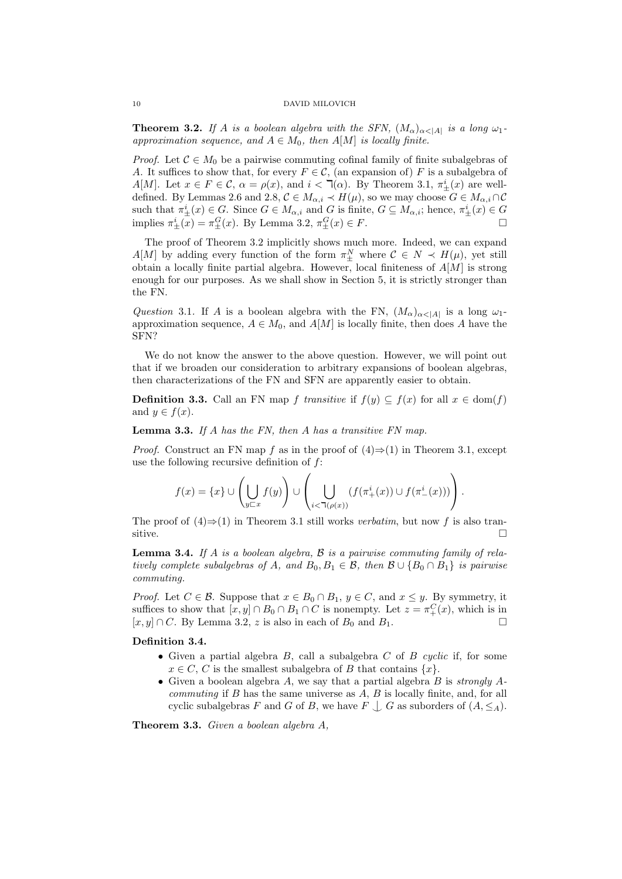**Theorem 3.2.** *If $A$ is a boolean algebra with the SFN, $(M_\alpha)_{\alpha<|A|}$ is a long $\omega_1$-approximation sequence, and $A \in M_0$, then $A[M]$ is locally finite.*

*Proof.* Let $\mathcal{C} \in M_0$ be a pairwise commuting cofinal family of finite subalgebras of $A$. It suffices to show that, for every $F \in \mathcal{C}$, (an expansion of) $F$ is a subalgebra of $A[M]$. Let $x \in F \in \mathcal{C}$, $\alpha = \rho(x)$, and $i < \urcorner(\alpha)$. By Theorem 3.1, $\pi^i_\pm(x)$ are well-defined. By Lemmas 2.6 and 2.8, $\mathcal{C} \in M_{\alpha,i} \prec H(\mu)$, so we may choose $G \in M_{\alpha,i} \cap \mathcal{C}$ such that $\pi^i_\pm(x) \in G$. Since $G \in M_{\alpha,i}$ and $G$ is finite, $G \subseteq M_{\alpha,i}$; hence, $\pi^i_\pm(x) \in G$ implies $\pi^i_\pm(x) = \pi^G_\pm(x)$. By Lemma 3.2, $\pi^G_\pm(x) \in F$. □

The proof of Theorem 3.2 implicitly shows much more. Indeed, we can expand $A[M]$ by adding every function of the form $\pi^N_\pm$ where $\mathcal{C} \in N \prec H(\mu)$, yet still obtain a locally finite partial algebra. However, local finiteness of $A[M]$ is strong enough for our purposes. As we shall show in Section 5, it is strictly stronger than the FN.

*Question* 3.1. If $A$ is a boolean algebra with the FN, $(M_\alpha)_{\alpha<|A|}$ is a long $\omega_1$-approximation sequence, $A \in M_0$, and $A[M]$ is locally finite, then does $A$ have the SFN?

We do not know the answer to the above question. However, we will point out that if we broaden our consideration to arbitrary expansions of boolean algebras, then characterizations of the FN and SFN are apparently easier to obtain.

**Definition 3.3.** Call an FN map $f$ *transitive* if $f(y) \subseteq f(x)$ for all $x \in \mathrm{dom}(f)$ and $y \in f(x)$.

**Lemma 3.3.** *If $A$ has the FN, then $A$ has a transitive FN map.*

*Proof.* Construct an FN map $f$ as in the proof of (4)⇒(1) in Theorem 3.1, except use the following recursive definition of $f$:

$$f(x) = \{x\} \cup \left(\bigcup_{y \sqsubset x} f(y)\right) \cup \left(\bigcup_{i<\urcorner(\rho(x))} (f(\pi^i_+(x)) \cup f(\pi^i_-(x)))\right).$$

The proof of (4)⇒(1) in Theorem 3.1 still works *verbatim*, but now $f$ is also transitive. □

**Lemma 3.4.** *If $A$ is a boolean algebra, $\mathcal{B}$ is a pairwise commuting family of relatively complete subalgebras of $A$, and $B_0, B_1 \in \mathcal{B}$, then $\mathcal{B} \cup \{B_0 \cap B_1\}$ is pairwise commuting.*

*Proof.* Let $C \in \mathcal{B}$. Suppose that $x \in B_0 \cap B_1$, $y \in C$, and $x \leq y$. By symmetry, it suffices to show that $[x, y] \cap B_0 \cap B_1 \cap C$ is nonempty. Let $z = \pi^C_+(x)$, which is in $[x, y] \cap C$. By Lemma 3.2, $z$ is also in each of $B_0$ and $B_1$. □

**Definition 3.4.**

- Given a partial algebra $B$, call a subalgebra $C$ of $B$ *cyclic* if, for some $x \in C$, $C$ is the smallest subalgebra of $B$ that contains $\{x\}$.
- Given a boolean algebra $A$, we say that a partial algebra $B$ is *strongly $A$-commuting* if $B$ has the same universe as $A$, $B$ is locally finite, and, for all cyclic subalgebras $F$ and $G$ of $B$, we have $F \downarrow G$ as suborders of $(A, \leq_A)$.

**Theorem 3.3.** *Given a boolean algebra $A$,*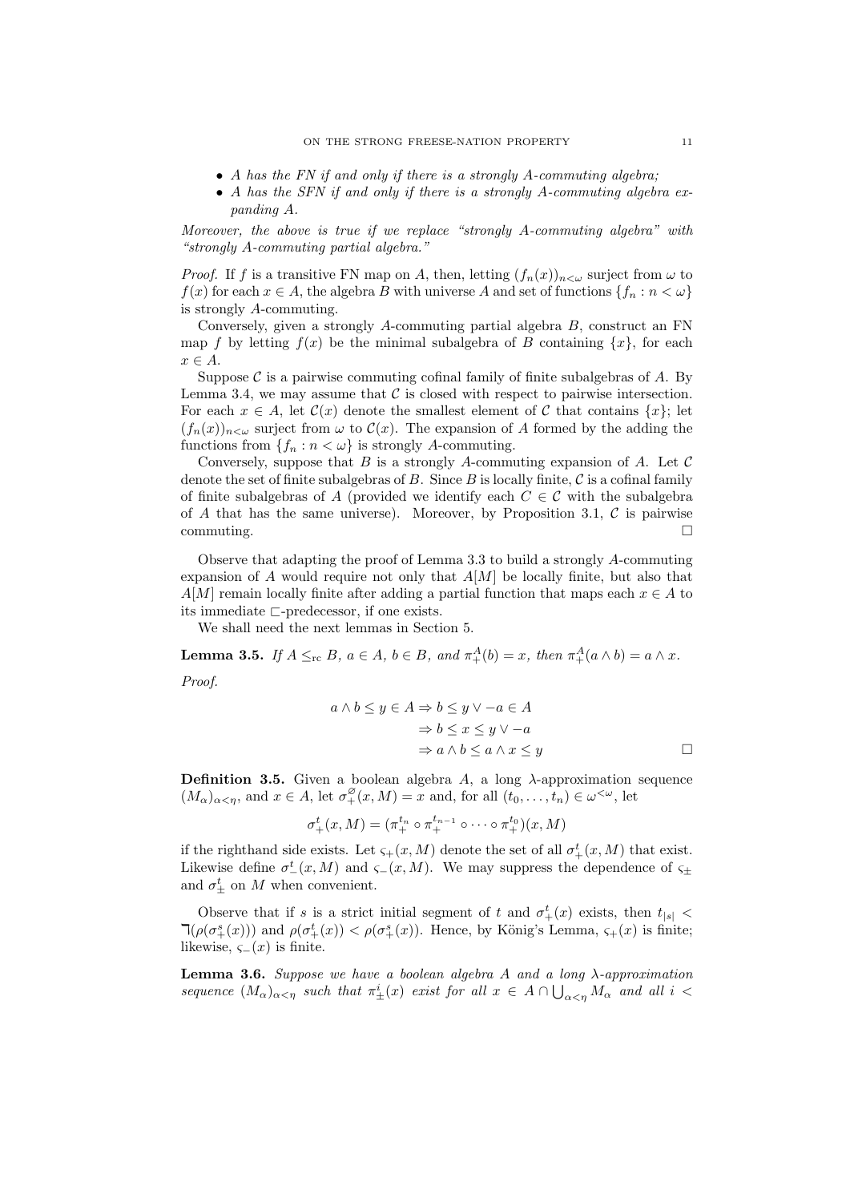- *A has the FN if and only if there is a strongly A-commuting algebra;*
- *A has the SFN if and only if there is a strongly A-commuting algebra expanding A.*

*Moreover, the above is true if we replace "strongly A-commuting algebra" with "strongly A-commuting partial algebra."*

*Proof.* If $f$ is a transitive FN map on $A$, then, letting $(f_n(x))_{n<\omega}$ surject from $\omega$ to $f(x)$ for each $x \in A$, the algebra $B$ with universe $A$ and set of functions $\{f_n : n < \omega\}$ is strongly $A$-commuting.

Conversely, given a strongly $A$-commuting partial algebra $B$, construct an FN map $f$ by letting $f(x)$ be the minimal subalgebra of $B$ containing $\{x\}$, for each $x \in A$.

Suppose $\mathcal{C}$ is a pairwise commuting cofinal family of finite subalgebras of $A$. By Lemma 3.4, we may assume that $\mathcal{C}$ is closed with respect to pairwise intersection. For each $x \in A$, let $\mathcal{C}(x)$ denote the smallest element of $\mathcal{C}$ that contains $\{x\}$; let $(f_n(x))_{n<\omega}$ surject from $\omega$ to $\mathcal{C}(x)$. The expansion of $A$ formed by the adding the functions from $\{f_n : n < \omega\}$ is strongly $A$-commuting.

Conversely, suppose that $B$ is a strongly $A$-commuting expansion of $A$. Let $\mathcal{C}$ denote the set of finite subalgebras of $B$. Since $B$ is locally finite, $\mathcal{C}$ is a cofinal family of finite subalgebras of $A$ (provided we identify each $C \in \mathcal{C}$ with the subalgebra of $A$ that has the same universe). Moreover, by Proposition 3.1, $\mathcal{C}$ is pairwise commuting. □

Observe that adapting the proof of Lemma 3.3 to build a strongly $A$-commuting expansion of $A$ would require not only that $A[M]$ be locally finite, but also that $A[M]$ remain locally finite after adding a partial function that maps each $x \in A$ to its immediate $\sqsubset$-predecessor, if one exists.

We shall need the next lemmas in Section 5.

**Lemma 3.5.** *If $A \leq_{\mathrm{rc}} B$, $a \in A$, $b \in B$, and $\pi^A_+(b) = x$, then $\pi^A_+(a \wedge b) = a \wedge x$.*

*Proof.*

$$\begin{aligned} a \wedge b \leq y \in A &\Rightarrow b \leq y \vee -a \in A \\ &\Rightarrow b \leq x \leq y \vee -a \\ &\Rightarrow a \wedge b \leq a \wedge x \leq y \end{aligned}$$

□

**Definition 3.5.** Given a boolean algebra $A$, a long $\lambda$-approximation sequence $(M_\alpha)_{\alpha<\eta}$, and $x \in A$, let $\sigma^{\varnothing}_+(x, M) = x$ and, for all $(t_0, \ldots, t_n) \in \omega^{<\omega}$, let

$$\sigma^t_+(x, M) = (\pi^{t_n}_+ \circ \pi^{t_{n-1}}_+ \circ \cdots \circ \pi^{t_0}_+)(x, M)$$

if the righthand side exists. Let $\varsigma_+(x, M)$ denote the set of all $\sigma^t_+(x, M)$ that exist. Likewise define $\sigma^t_-(x, M)$ and $\varsigma_-(x, M)$. We may suppress the dependence of $\varsigma_\pm$ and $\sigma^t_\pm$ on $M$ when convenient.

Observe that if $s$ is a strict initial segment of $t$ and $\sigma^t_+(x)$ exists, then $t_{|s|} < \daleth(\rho(\sigma^s_+(x)))$ and $\rho(\sigma^t_+(x)) < \rho(\sigma^s_+(x))$. Hence, by König's Lemma, $\varsigma_+(x)$ is finite; likewise, $\varsigma_-(x)$ is finite.

**Lemma 3.6.** *Suppose we have a boolean algebra $A$ and a long $\lambda$-approximation sequence $(M_\alpha)_{\alpha<\eta}$ such that $\pi^i_\pm(x)$ exist for all $x \in A \cap \bigcup_{\alpha<\eta} M_\alpha$ and all $i <$*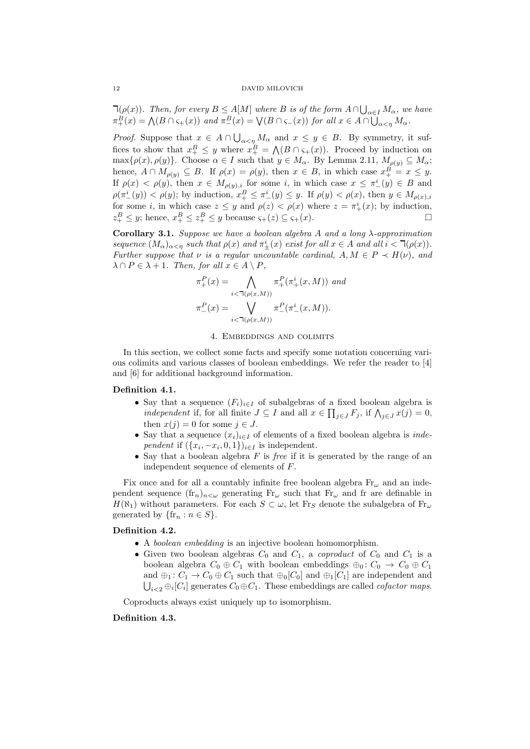$\daleth(\rho(x))$. *Then, for every $B \leq A[M]$ where $B$ is of the form $A \cap \bigcup_{\alpha \in I} M_\alpha$, we have $\pi_+^B(x) = \bigwedge(B \cap \varsigma_+(x))$ and $\pi_-^B(x) = \bigvee(B \cap \varsigma_-(x))$ for all $x \in A \cap \bigcup_{\alpha<\eta} M_\alpha$.*

*Proof.* Suppose that $x \in A \cap \bigcup_{\alpha<\eta} M_\alpha$ and $x \leq y \in B$. By symmetry, it suffices to show that $x_+^B \leq y$ where $x_+^B = \bigwedge(B \cap \varsigma_+(x))$. Proceed by induction on $\max\{\rho(x), \rho(y)\}$. Choose $\alpha \in I$ such that $y \in M_\alpha$. By Lemma 2.11, $M_{\rho(y)} \subseteq M_\alpha$; hence, $A \cap M_{\rho(y)} \subseteq B$. If $\rho(x) = \rho(y)$, then $x \in B$, in which case $x_+^B = x \leq y$. If $\rho(x) < \rho(y)$, then $x \in M_{\rho(y),i}$ for some $i$, in which case $x \leq \pi_-^i(y) \in B$ and $\rho(\pi_-^i(y)) < \rho(y)$; by induction, $x_+^B \leq \pi_-^i(y) \leq y$. If $\rho(y) < \rho(x)$, then $y \in M_{\rho(x),i}$ for some $i$, in which case $z \leq y$ and $\rho(z) < \rho(x)$ where $z = \pi_+^i(x)$; by induction, $z_+^B \leq y$; hence, $x_+^B \leq z_+^B \leq y$ because $\varsigma_+(z) \subseteq \varsigma_+(x)$. $\square$

**Corollary 3.1.** *Suppose we have a boolean algebra $A$ and a long $\lambda$-approximation sequence $(M_\alpha)_{\alpha<\eta}$ such that $\rho(x)$ and $\pi_\pm^i(x)$ exist for all $x \in A$ and all $i < \daleth(\rho(x))$. Further suppose that $\nu$ is a regular uncountable cardinal, $A, M \in P \prec H(\nu)$, and $\lambda \cap P \in \lambda + 1$. Then, for all $x \in A \setminus P$,*

$$\pi_+^P(x) = \bigwedge_{i<\daleth(\rho(x,M))} \pi_+^P(\pi_+^i(x, M)) \text{ and}$$
$$\pi_-^P(x) = \bigvee_{i<\daleth(\rho(x,M))} \pi_-^P(\pi_-^i(x, M)).$$

## 4. Embeddings and colimits

In this section, we collect some facts and specify some notation concerning various colimits and various classes of boolean embeddings. We refer the reader to [4] and [6] for additional background information.

**Definition 4.1.**

- Say that a sequence $(F_i)_{i\in I}$ of subalgebras of a fixed boolean algebra is *independent* if, for all finite $J \subseteq I$ and all $x \in \prod_{j\in J} F_j$, if $\bigwedge_{j\in J} x(j) = 0$, then $x(j) = 0$ for some $j \in J$.
- Say that a sequence $(x_i)_{i\in I}$ of elements of a fixed boolean algebra is *independent* if $(\{x_i, -x_i, 0, 1\})_{i\in I}$ is independent.
- Say that a boolean algebra $F$ is *free* if it is generated by the range of an independent sequence of elements of $F$.

Fix once and for all a countably infinite free boolean algebra $\mathrm{Fr}_\omega$ and an independent sequence $(\mathrm{fr}_n)_{n<\omega}$ generating $\mathrm{Fr}_\omega$ such that $\mathrm{Fr}_\omega$ and fr are definable in $H(\aleph_1)$ without parameters. For each $S \subset \omega$, let $\mathrm{Fr}_S$ denote the subalgebra of $\mathrm{Fr}_\omega$ generated by $\{\mathrm{fr}_n : n \in S\}$.

**Definition 4.2.**

- A *boolean embedding* is an injective boolean homomorphism.
- Given two boolean algebras $C_0$ and $C_1$, a *coproduct* of $C_0$ and $C_1$ is a boolean algebra $C_0 \oplus C_1$ with boolean embeddings $\oplus_0 : C_0 \to C_0 \oplus C_1$ and $\oplus_1 : C_1 \to C_0 \oplus C_1$ such that $\oplus_0[C_0]$ and $\oplus_1[C_1]$ are independent and $\bigcup_{i<2} \oplus_i[C_i]$ generates $C_0 \oplus C_1$. These embeddings are called *cofactor maps*.

Coproducts always exist uniquely up to isomorphism.

**Definition 4.3.**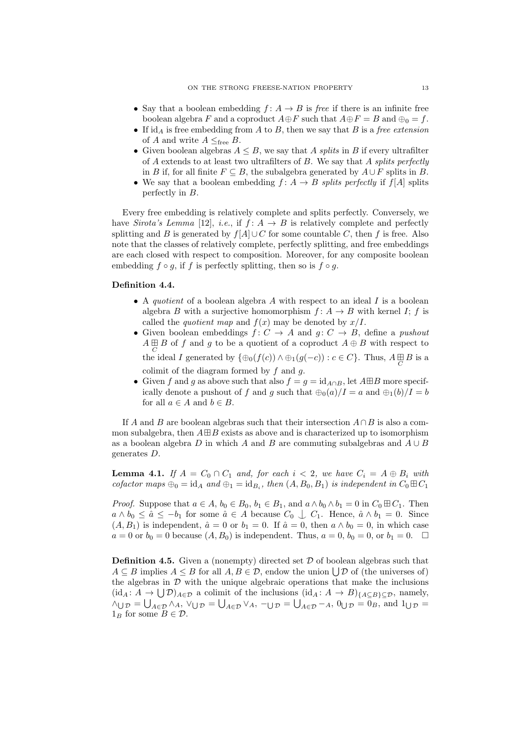- Say that a boolean embedding $f\colon A \to B$ is *free* if there is an infinite free boolean algebra $F$ and a coproduct $A \oplus F$ such that $A \oplus F = B$ and $\oplus_0 = f$.
- If $\mathrm{id}_A$ is free embedding from $A$ to $B$, then we say that $B$ is a *free extension* of $A$ and write $A \leq_{\text{free}} B$.
- Given boolean algebras $A \leq B$, we say that $A$ *splits* in $B$ if every ultrafilter of $A$ extends to at least two ultrafilters of $B$. We say that $A$ *splits perfectly* in $B$ if, for all finite $F \subseteq B$, the subalgebra generated by $A \cup F$ splits in $B$.
- We say that a boolean embedding $f\colon A \to B$ *splits perfectly* if $f[A]$ splits perfectly in $B$.

Every free embedding is relatively complete and splits perfectly. Conversely, we have *Sirota's Lemma* [12], *i.e.*, if $f\colon A \to B$ is relatively complete and perfectly splitting and $B$ is generated by $f[A] \cup C$ for some countable $C$, then $f$ is free. Also note that the classes of relatively complete, perfectly splitting, and free embeddings are each closed with respect to composition. Moreover, for any composite boolean embedding $f \circ g$, if $f$ is perfectly splitting, then so is $f \circ g$.

**Definition 4.4.**

- A *quotient* of a boolean algebra $A$ with respect to an ideal $I$ is a boolean algebra $B$ with a surjective homomorphism $f\colon A \to B$ with kernel $I$; $f$ is called the *quotient map* and $f(x)$ may be denoted by $x/I$.
- Given boolean embeddings $f\colon C \to A$ and $g\colon C \to B$, define a *pushout* $A \underset{C}{\boxplus} B$ of $f$ and $g$ to be a quotient of a coproduct $A \oplus B$ with respect to the ideal $I$ generated by $\{\oplus_0(f(c)) \wedge \oplus_1(g(-c)) : c \in C\}$. Thus, $A \underset{C}{\boxplus} B$ is a colimit of the diagram formed by $f$ and $g$.
- Given $f$ and $g$ as above such that also $f = g = \mathrm{id}_{A \cap B}$, let $A \boxplus B$ more specifically denote a pushout of $f$ and $g$ such that $\oplus_0(a)/I = a$ and $\oplus_1(b)/I = b$ for all $a \in A$ and $b \in B$.

If $A$ and $B$ are boolean algebras such that their intersection $A \cap B$ is also a common subalgebra, then $A \boxplus B$ exists as above and is characterized up to isomorphism as a boolean algebra $D$ in which $A$ and $B$ are commuting subalgebras and $A \cup B$ generates $D$.

**Lemma 4.1.** *If $A = C_0 \cap C_1$ and, for each $i < 2$, we have $C_i = A \oplus B_i$ with cofactor maps $\oplus_0 = \mathrm{id}_A$ and $\oplus_1 = \mathrm{id}_{B_i}$, then $(A, B_0, B_1)$ is independent in $C_0 \boxplus C_1$*

*Proof.* Suppose that $a \in A$, $b_0 \in B_0$, $b_1 \in B_1$, and $a \wedge b_0 \wedge b_1 = 0$ in $C_0 \boxplus C_1$. Then $a \wedge b_0 \leq \hat{a} \leq -b_1$ for some $\hat{a} \in A$ because $C_0 \mathrel{\downarrow} C_1$. Hence, $\hat{a} \wedge b_1 = 0$. Since $(A, B_1)$ is independent, $\hat{a} = 0$ or $b_1 = 0$. If $\hat{a} = 0$, then $a \wedge b_0 = 0$, in which case $a = 0$ or $b_0 = 0$ because $(A, B_0)$ is independent. Thus, $a = 0$, $b_0 = 0$, or $b_1 = 0$. $\square$

**Definition 4.5.** Given a (nonempty) directed set $\mathcal{D}$ of boolean algebras such that $A \subseteq B$ implies $A \leq B$ for all $A, B \in \mathcal{D}$, endow the union $\bigcup \mathcal{D}$ of (the universes of) the algebras in $\mathcal{D}$ with the unique algebraic operations that make the inclusions $(\mathrm{id}_A\colon A \to \bigcup \mathcal{D})_{A \in \mathcal{D}}$ a colimit of the inclusions $(\mathrm{id}_A\colon A \to B)_{\{A \subseteq B\} \subseteq \mathcal{D}}$, namely, $\wedge_{\bigcup \mathcal{D}} = \bigcup_{A \in \mathcal{D}} \wedge_A$, $\vee_{\bigcup \mathcal{D}} = \bigcup_{A \in \mathcal{D}} \vee_A$, $-_{\bigcup \mathcal{D}} = \bigcup_{A \in \mathcal{D}} -_A$, $0_{\bigcup \mathcal{D}} = 0_B$, and $1_{\bigcup \mathcal{D}} = 1_B$ for some $B \in \mathcal{D}$.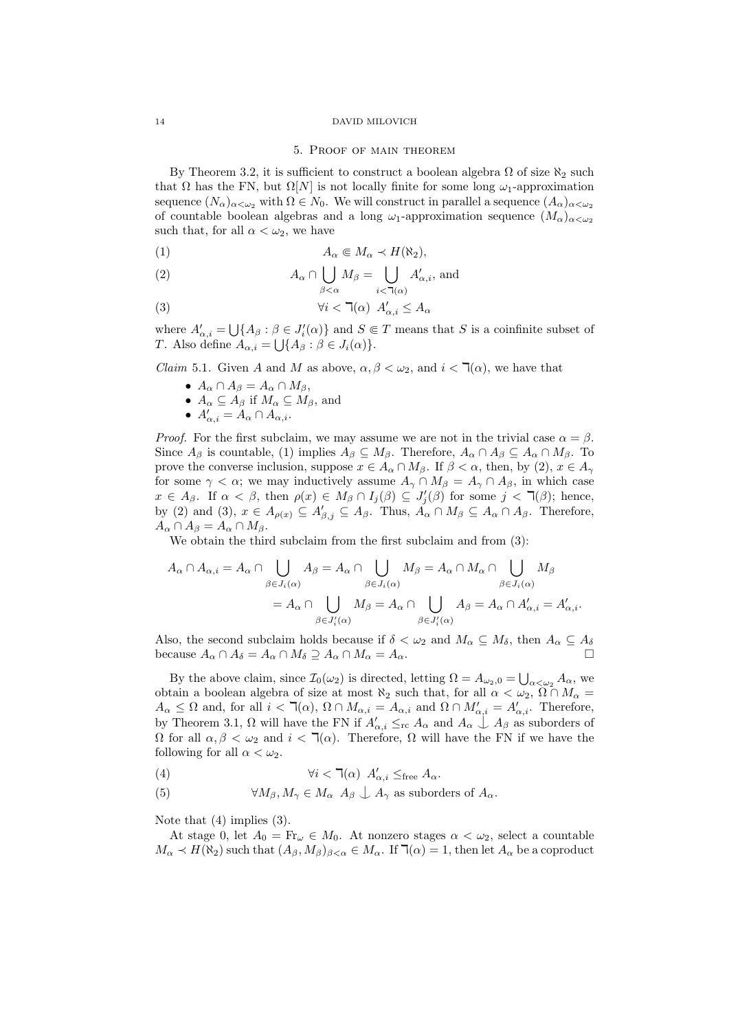## 5. Proof of main theorem

By Theorem 3.2, it is sufficient to construct a boolean algebra $\Omega$ of size $\aleph_2$ such that $\Omega$ has the FN, but $\Omega[N]$ is not locally finite for some long $\omega_1$-approximation sequence $(N_\alpha)_{\alpha<\omega_2}$ with $\Omega \in N_0$. We will construct in parallel a sequence $(A_\alpha)_{\alpha<\omega_2}$ of countable boolean algebras and a long $\omega_1$-approximation sequence $(M_\alpha)_{\alpha<\omega_2}$ such that, for all $\alpha < \omega_2$, we have

$$A_\alpha \Subset M_\alpha \prec H(\aleph_2), \tag{1}$$

$$A_\alpha \cap \bigcup_{\beta<\alpha} M_\beta = \bigcup_{i<\daleth(\alpha)} A'_{\alpha,i}, \text{ and} \tag{2}$$

$$\forall i < \daleth(\alpha)\ A'_{\alpha,i} \leq A_\alpha \tag{3}$$

where $A'_{\alpha,i} = \bigcup\{A_\beta : \beta \in J'_i(\alpha)\}$ and $S \Subset T$ means that $S$ is a coinfinite subset of $T$. Also define $A_{\alpha,i} = \bigcup\{A_\beta : \beta \in J_i(\alpha)\}$.

*Claim* 5.1. Given $A$ and $M$ as above, $\alpha, \beta < \omega_2$, and $i < \daleth(\alpha)$, we have that

- $A_\alpha \cap A_\beta = A_\alpha \cap M_\beta$,
- $A_\alpha \subseteq A_\beta$ if $M_\alpha \subseteq M_\beta$, and
- $A'_{\alpha,i} = A_\alpha \cap A_{\alpha,i}$.

*Proof.* For the first subclaim, we may assume we are not in the trivial case $\alpha = \beta$. Since $A_\beta$ is countable, (1) implies $A_\beta \subseteq M_\beta$. Therefore, $A_\alpha \cap A_\beta \subseteq A_\alpha \cap M_\beta$. To prove the converse inclusion, suppose $x \in A_\alpha \cap M_\beta$. If $\beta < \alpha$, then, by (2), $x \in A_\gamma$ for some $\gamma < \alpha$; we may inductively assume $A_\gamma \cap M_\beta = A_\gamma \cap A_\beta$, in which case $x \in A_\beta$. If $\alpha < \beta$, then $\rho(x) \in M_\beta \cap I_j(\beta) \subseteq J'_j(\beta)$ for some $j < \daleth(\beta)$; hence, by (2) and (3), $x \in A_{\rho(x)} \subseteq A'_{\beta,j} \subseteq A_\beta$. Thus, $A_\alpha \cap M_\beta \subseteq A_\alpha \cap A_\beta$. Therefore, $A_\alpha \cap A_\beta = A_\alpha \cap M_\beta$.

We obtain the third subclaim from the first subclaim and from (3):

$$\begin{aligned}
A_\alpha \cap A_{\alpha,i} = A_\alpha \cap \bigcup_{\beta \in J_i(\alpha)} A_\beta &= A_\alpha \cap \bigcup_{\beta \in J_i(\alpha)} M_\beta = A_\alpha \cap M_\alpha \cap \bigcup_{\beta \in J_i(\alpha)} M_\beta \\
&= A_\alpha \cap \bigcup_{\beta \in J'_i(\alpha)} M_\beta = A_\alpha \cap \bigcup_{\beta \in J'_i(\alpha)} A_\beta = A_\alpha \cap A'_{\alpha,i} = A'_{\alpha,i}.
\end{aligned}$$

Also, the second subclaim holds because if $\delta < \omega_2$ and $M_\alpha \subseteq M_\delta$, then $A_\alpha \subseteq A_\delta$ because $A_\alpha \cap A_\delta = A_\alpha \cap M_\delta \supseteq A_\alpha \cap M_\alpha = A_\alpha$. $\square$

By the above claim, since $\mathcal{I}_0(\omega_2)$ is directed, letting $\Omega = A_{\omega_2,0} = \bigcup_{\alpha<\omega_2} A_\alpha$, we obtain a boolean algebra of size at most $\aleph_2$ such that, for all $\alpha < \omega_2$, $\Omega \cap M_\alpha = A_\alpha \leq \Omega$ and, for all $i < \daleth(\alpha)$, $\Omega \cap M_{\alpha,i} = A_{\alpha,i}$ and $\Omega \cap M'_{\alpha,i} = A'_{\alpha,i}$. Therefore, by Theorem 3.1, $\Omega$ will have the FN if $A'_{\alpha,i} \leq_{\mathrm{rc}} A_\alpha$ and $A_\alpha \downarrow A_\beta$ as suborders of $\Omega$ for all $\alpha, \beta < \omega_2$ and $i < \daleth(\alpha)$. Therefore, $\Omega$ will have the FN if we have the following for all $\alpha < \omega_2$.

$$\forall i < \daleth(\alpha)\ A'_{\alpha,i} \leq_{\mathrm{free}} A_\alpha. \tag{4}$$

$$\forall M_\beta, M_\gamma \in M_\alpha\ A_\beta \downarrow A_\gamma \text{ as suborders of } A_\alpha. \tag{5}$$

Note that (4) implies (3).

At stage 0, let $A_0 = \mathrm{Fr}_\omega \in M_0$. At nonzero stages $\alpha < \omega_2$, select a countable $M_\alpha \prec H(\aleph_2)$ such that $(A_\beta, M_\beta)_{\beta<\alpha} \in M_\alpha$. If $\daleth(\alpha) = 1$, then let $A_\alpha$ be a coproduct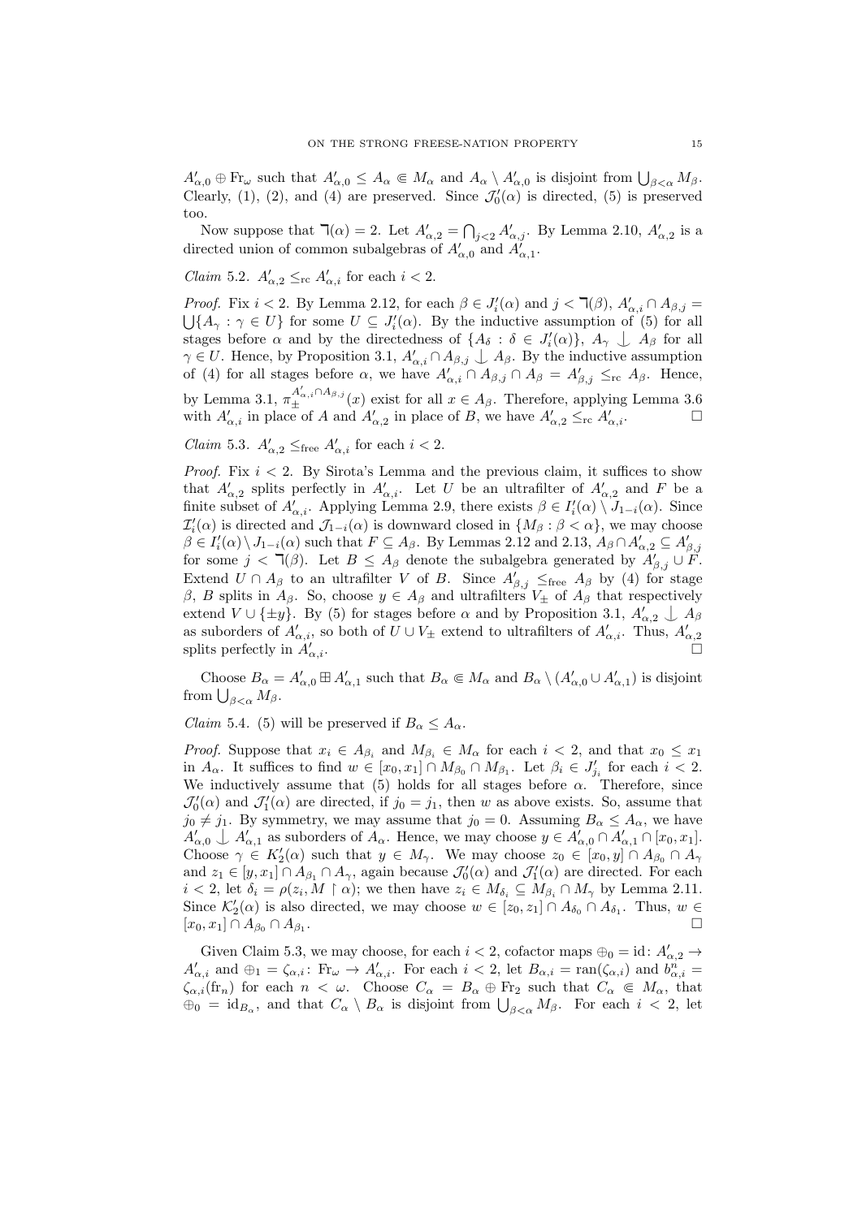$A'_{\alpha,0} \oplus \mathrm{Fr}_\omega$ such that $A'_{\alpha,0} \leq A_\alpha \Subset M_\alpha$ and $A_\alpha \setminus A'_{\alpha,0}$ is disjoint from $\bigcup_{\beta<\alpha} M_\beta$. Clearly, (1), (2), and (4) are preserved. Since $\mathcal{J}'_0(\alpha)$ is directed, (5) is preserved too.

Now suppose that $\daleth(\alpha) = 2$. Let $A'_{\alpha,2} = \bigcap_{j<2} A'_{\alpha,j}$. By Lemma 2.10, $A'_{\alpha,2}$ is a directed union of common subalgebras of $A'_{\alpha,0}$ and $A'_{\alpha,1}$.

*Claim* 5.2. $A'_{\alpha,2} \leq_{\mathrm{rc}} A'_{\alpha,i}$ for each $i < 2$.

*Proof.* Fix $i < 2$. By Lemma 2.12, for each $\beta \in J'_i(\alpha)$ and $j < \daleth(\beta)$, $A'_{\alpha,i} \cap A_{\beta,j} = \bigcup\{A_\gamma : \gamma \in U\}$ for some $U \subseteq J'_i(\alpha)$. By the inductive assumption of (5) for all stages before $\alpha$ and by the directedness of $\{A_\delta : \delta \in J'_i(\alpha)\}$, $A_\gamma \downarrow A_\beta$ for all $\gamma \in U$. Hence, by Proposition 3.1, $A'_{\alpha,i} \cap A_{\beta,j} \downarrow A_\beta$. By the inductive assumption of (4) for all stages before $\alpha$, we have $A'_{\alpha,i} \cap A_{\beta,j} \cap A_\beta = A'_{\beta,j} \leq_{\mathrm{rc}} A_\beta$. Hence, by Lemma 3.1, $\pi_\pm^{A'_{\alpha,i} \cap A_{\beta,j}}(x)$ exist for all $x \in A_\beta$. Therefore, applying Lemma 3.6 with $A'_{\alpha,i}$ in place of $A$ and $A'_{\alpha,2}$ in place of $B$, we have $A'_{\alpha,2} \leq_{\mathrm{rc}} A'_{\alpha,i}$. $\square$

*Claim* 5.3. $A'_{\alpha,2} \leq_{\mathrm{free}} A'_{\alpha,i}$ for each $i < 2$.

*Proof.* Fix $i < 2$. By Sirota's Lemma and the previous claim, it suffices to show that $A'_{\alpha,2}$ splits perfectly in $A'_{\alpha,i}$. Let $U$ be an ultrafilter of $A'_{\alpha,2}$ and $F$ be a finite subset of $A'_{\alpha,i}$. Applying Lemma 2.9, there exists $\beta \in I'_i(\alpha) \setminus J_{1-i}(\alpha)$. Since $\mathcal{I}'_i(\alpha)$ is directed and $\mathcal{J}_{1-i}(\alpha)$ is downward closed in $\{M_\beta : \beta < \alpha\}$, we may choose $\beta \in I'_i(\alpha) \setminus J_{1-i}(\alpha)$ such that $F \subseteq A_\beta$. By Lemmas 2.12 and 2.13, $A_\beta \cap A'_{\alpha,2} \subseteq A'_{\beta,j}$ for some $j < \daleth(\beta)$. Let $B \leq A_\beta$ denote the subalgebra generated by $A'_{\beta,j} \cup F$. Extend $U \cap A_\beta$ to an ultrafilter $V$ of $B$. Since $A'_{\beta,j} \leq_{\mathrm{free}} A_\beta$ by (4) for stage $\beta$, $B$ splits in $A_\beta$. So, choose $y \in A_\beta$ and ultrafilters $V_\pm$ of $A_\beta$ that respectively extend $V \cup \{\pm y\}$. By (5) for stages before $\alpha$ and by Proposition 3.1, $A'_{\alpha,2} \downarrow A_\beta$ as suborders of $A'_{\alpha,i}$, so both of $U \cup V_\pm$ extend to ultrafilters of $A'_{\alpha,i}$. Thus, $A'_{\alpha,2}$ splits perfectly in $A'_{\alpha,i}$. $\square$

Choose $B_\alpha = A'_{\alpha,0} \boxplus A'_{\alpha,1}$ such that $B_\alpha \Subset M_\alpha$ and $B_\alpha \setminus (A'_{\alpha,0} \cup A'_{\alpha,1})$ is disjoint from $\bigcup_{\beta<\alpha} M_\beta$.

*Claim* 5.4. (5) will be preserved if $B_\alpha \leq A_\alpha$.

*Proof.* Suppose that $x_i \in A_{\beta_i}$ and $M_{\beta_i} \in M_\alpha$ for each $i < 2$, and that $x_0 \leq x_1$ in $A_\alpha$. It suffices to find $w \in [x_0, x_1] \cap M_{\beta_0} \cap M_{\beta_1}$. Let $\beta_i \in J'_{j_i}$ for each $i < 2$. We inductively assume that (5) holds for all stages before $\alpha$. Therefore, since $\mathcal{J}'_0(\alpha)$ and $\mathcal{J}'_1(\alpha)$ are directed, if $j_0 = j_1$, then $w$ as above exists. So, assume that $j_0 \neq j_1$. By symmetry, we may assume that $j_0 = 0$. Assuming $B_\alpha \leq A_\alpha$, we have $A'_{\alpha,0} \downarrow A'_{\alpha,1}$ as suborders of $A_\alpha$. Hence, we may choose $y \in A'_{\alpha,0} \cap A'_{\alpha,1} \cap [x_0, x_1]$. Choose $\gamma \in K'_2(\alpha)$ such that $y \in M_\gamma$. We may choose $z_0 \in [x_0, y] \cap A_{\beta_0} \cap A_\gamma$ and $z_1 \in [y, x_1] \cap A_{\beta_1} \cap A_\gamma$, again because $\mathcal{J}'_0(\alpha)$ and $\mathcal{J}'_1(\alpha)$ are directed. For each $i < 2$, let $\delta_i = \rho(z_i, M \restriction \alpha)$; we then have $z_i \in M_{\delta_i} \subseteq M_{\beta_i} \cap M_\gamma$ by Lemma 2.11. Since $\mathcal{K}'_2(\alpha)$ is also directed, we may choose $w \in [z_0, z_1] \cap A_{\delta_0} \cap A_{\delta_1}$. Thus, $w \in [x_0, x_1] \cap A_{\beta_0} \cap A_{\beta_1}$. $\square$

Given Claim 5.3, we may choose, for each $i < 2$, cofactor maps $\oplus_0 = \mathrm{id} \colon A'_{\alpha,2} \to A'_{\alpha,i}$ and $\oplus_1 = \zeta_{\alpha,i} \colon \mathrm{Fr}_\omega \to A'_{\alpha,i}$. For each $i < 2$, let $B_{\alpha,i} = \mathrm{ran}(\zeta_{\alpha,i})$ and $b^n_{\alpha,i} = \zeta_{\alpha,i}(\mathrm{fr}_n)$ for each $n < \omega$. Choose $C_\alpha = B_\alpha \oplus \mathrm{Fr}_2$ such that $C_\alpha \Subset M_\alpha$, that $\oplus_0 = \mathrm{id}_{B_\alpha}$, and that $C_\alpha \setminus B_\alpha$ is disjoint from $\bigcup_{\beta<\alpha} M_\beta$. For each $i < 2$, let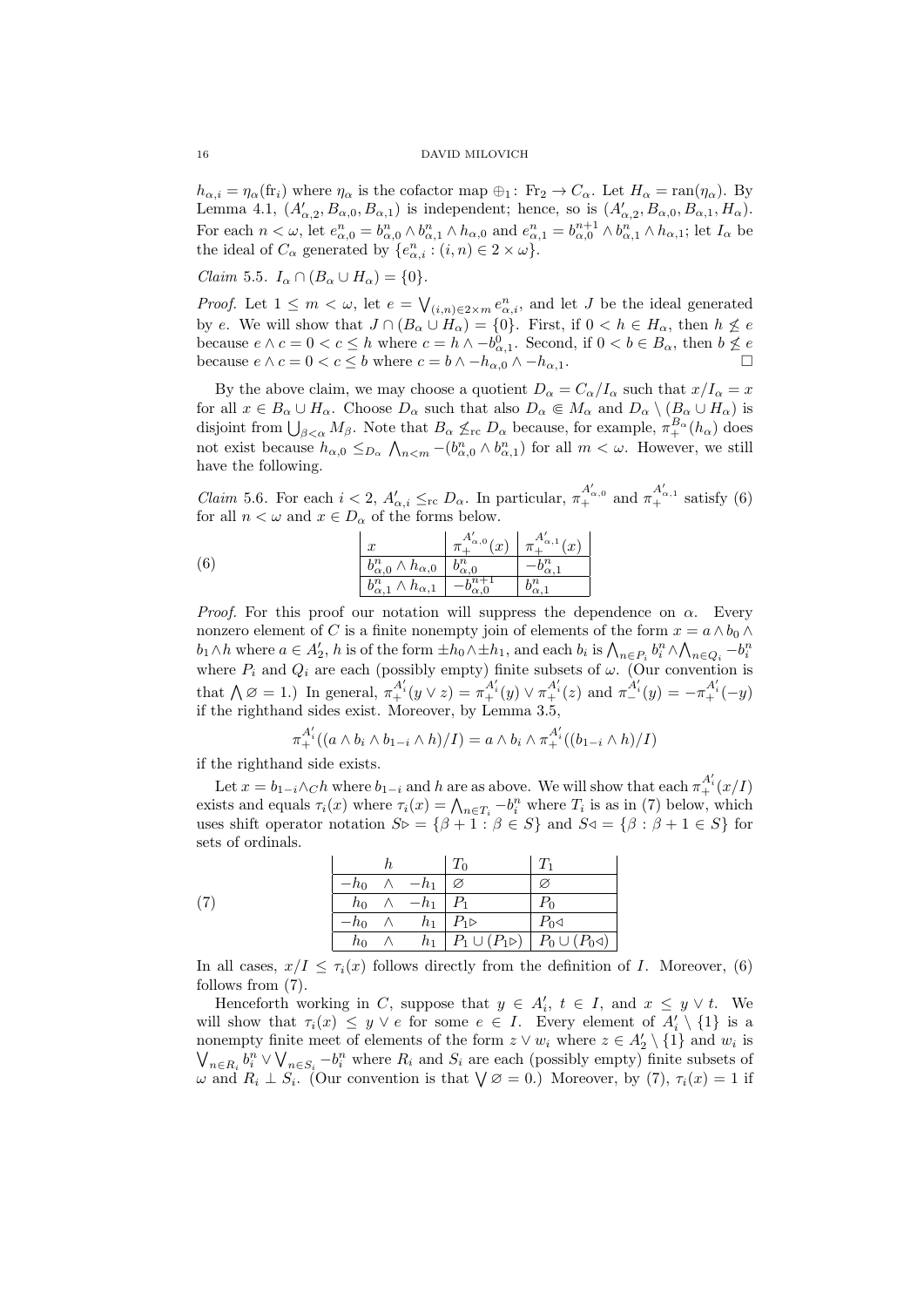$h_{\alpha,i} = \eta_\alpha(\mathrm{fr}_i)$ where $\eta_\alpha$ is the cofactor map $\oplus_1\colon \mathrm{Fr}_2 \to C_\alpha$. Let $H_\alpha = \mathrm{ran}(\eta_\alpha)$. By Lemma 4.1, $(A'_{\alpha,2}, B_{\alpha,0}, B_{\alpha,1})$ is independent; hence, so is $(A'_{\alpha,2}, B_{\alpha,0}, B_{\alpha,1}, H_\alpha)$. For each $n < \omega$, let $e^n_{\alpha,0} = b^n_{\alpha,0} \wedge b^n_{\alpha,1} \wedge h_{\alpha,0}$ and $e^n_{\alpha,1} = b^{n+1}_{\alpha,0} \wedge b^n_{\alpha,1} \wedge h_{\alpha,1}$; let $I_\alpha$ be the ideal of $C_\alpha$ generated by $\{e^n_{\alpha,i} : (i,n) \in 2 \times \omega\}$.

*Claim* 5.5. $I_\alpha \cap (B_\alpha \cup H_\alpha) = \{0\}$.

*Proof.* Let $1 \leq m < \omega$, let $e = \bigvee_{(i,n)\in 2\times m} e^n_{\alpha,i}$, and let $J$ be the ideal generated by $e$. We will show that $J \cap (B_\alpha \cup H_\alpha) = \{0\}$. First, if $0 < h \in H_\alpha$, then $h \not\leq e$ because $e \wedge c = 0 < c \leq h$ where $c = h \wedge -b^0_{\alpha,1}$. Second, if $0 < b \in B_\alpha$, then $b \not\leq e$ because $e \wedge c = 0 < c \leq b$ where $c = b \wedge -h_{\alpha,0} \wedge -h_{\alpha,1}$. $\square$

By the above claim, we may choose a quotient $D_\alpha = C_\alpha / I_\alpha$ such that $x/I_\alpha = x$ for all $x \in B_\alpha \cup H_\alpha$. Choose $D_\alpha$ such that also $D_\alpha \Subset M_\alpha$ and $D_\alpha \setminus (B_\alpha \cup H_\alpha)$ is disjoint from $\bigcup_{\beta<\alpha} M_\beta$. Note that $B_\alpha \not\leq_{\mathrm{rc}} D_\alpha$ because, for example, $\pi^{B_\alpha}_+(h_\alpha)$ does not exist because $h_{\alpha,0} \leq_{D_\alpha} \bigwedge_{n<m} -(b^n_{\alpha,0} \wedge b^n_{\alpha,1})$ for all $m < \omega$. However, we still have the following.

*Claim* 5.6. For each $i < 2$, $A'_{\alpha,i} \leq_{\mathrm{rc}} D_\alpha$. In particular, $\pi^{A'_{\alpha,0}}_+$ and $\pi^{A'_{\alpha,1}}_+$ satisfy (6) for all $n < \omega$ and $x \in D_\alpha$ of the forms below.

(6)

| $x$ | $\pi^{A'_{\alpha,0}}_+(x)$ | $\pi^{A'_{\alpha,1}}_+(x)$ |
|---|---|---|
| $b^n_{\alpha,0} \wedge h_{\alpha,0}$ | $b^n_{\alpha,0}$ | $-b^n_{\alpha,1}$ |
| $b^n_{\alpha,1} \wedge h_{\alpha,1}$ | $-b^{n+1}_{\alpha,0}$ | $b^n_{\alpha,1}$ |

*Proof.* For this proof our notation will suppress the dependence on $\alpha$. Every nonzero element of $C$ is a finite nonempty join of elements of the form $x = a \wedge b_0 \wedge b_1 \wedge h$ where $a \in A'_2$, $h$ is of the form $\pm h_0 \wedge \pm h_1$, and each $b_i$ is $\bigwedge_{n\in P_i} b^n_i \wedge \bigwedge_{n\in Q_i} -b^n_i$ where $P_i$ and $Q_i$ are each (possibly empty) finite subsets of $\omega$. (Our convention is that $\bigwedge \varnothing = 1$.) In general, $\pi^{A'_i}_+(y \vee z) = \pi^{A'_i}_+(y) \vee \pi^{A'_i}_+(z)$ and $\pi^{A'_i}_-(y) = -\pi^{A'_i}_+(-y)$ if the righthand sides exist. Moreover, by Lemma 3.5,

$$\pi^{A'_i}_+((a \wedge b_i \wedge b_{1-i} \wedge h)/I) = a \wedge b_i \wedge \pi^{A'_i}_+((b_{1-i} \wedge h)/I)$$

if the righthand side exists.

Let $x = b_{1-i} \wedge_C h$ where $b_{1-i}$ and $h$ are as above. We will show that each $\pi^{A'_i}_+(x/I)$ exists and equals $\tau_i(x)$ where $\tau_i(x) = \bigwedge_{n\in T_i} -b^n_i$ where $T_i$ is as in (7) below, which uses shift operator notation $S\triangleright = \{\beta + 1 : \beta \in S\}$ and $S\triangleleft = \{\beta : \beta + 1 \in S\}$ for sets of ordinals.

(7)

| $h$ | $T_0$ | $T_1$ |
|---|---|---|
| $-h_0 \wedge -h_1$ | $\varnothing$ | $\varnothing$ |
| $h_0 \wedge -h_1$ | $P_1$ | $P_0$ |
| $-h_0 \wedge h_1$ | $P_1\triangleright$ | $P_0\triangleleft$ |
| $h_0 \wedge h_1$ | $P_1 \cup (P_1\triangleright)$ | $P_0 \cup (P_0\triangleleft)$ |

In all cases, $x/I \leq \tau_i(x)$ follows directly from the definition of $I$. Moreover, (6) follows from (7).

Henceforth working in $C$, suppose that $y \in A'_i$, $t \in I$, and $x \leq y \vee t$. We will show that $\tau_i(x) \leq y \vee e$ for some $e \in I$. Every element of $A'_i \setminus \{1\}$ is a nonempty finite meet of elements of the form $z \vee w_i$ where $z \in A'_2 \setminus \{1\}$ and $w_i$ is $\bigvee_{n\in R_i} b^n_i \vee \bigvee_{n\in S_i} -b^n_i$ where $R_i$ and $S_i$ are each (possibly empty) finite subsets of $\omega$ and $R_i \perp S_i$. (Our convention is that $\bigvee \varnothing = 0$.) Moreover, by (7), $\tau_i(x) = 1$ if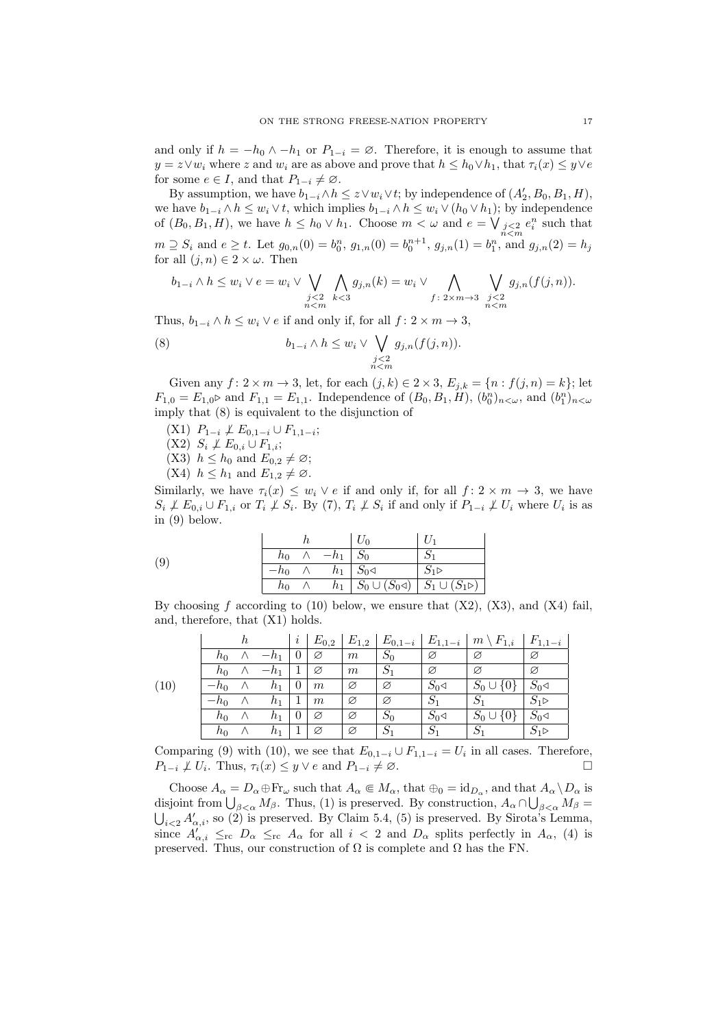and only if $h = -h_0 \wedge -h_1$ or $P_{1-i} = \varnothing$. Therefore, it is enough to assume that $y = z \vee w_i$ where $z$ and $w_i$ are as above and prove that $h \leq h_0 \vee h_1$, that $\tau_i(x) \leq y \vee e$ for some $e \in I$, and that $P_{1-i} \neq \varnothing$.

By assumption, we have $b_{1-i} \wedge h \leq z \vee w_i \vee t$; by independence of $(A'_2, B_0, B_1, H)$, we have $b_{1-i} \wedge h \leq w_i \vee t$, which implies $b_{1-i} \wedge h \leq w_i \vee (h_0 \vee h_1)$; by independence of $(B_0, B_1, H)$, we have $h \leq h_0 \vee h_1$. Choose $m < \omega$ and $e = \bigvee_{\substack{j<2 \\ n<m}} e_i^n$ such that $m \supseteq S_i$ and $e \geq t$. Let $g_{0,n}(0) = b_0^n$, $g_{1,n}(0) = b_0^{n+1}$, $g_{j,n}(1) = b_1^n$, and $g_{j,n}(2) = h_j$ for all $(j, n) \in 2 \times \omega$. Then

$$b_{1-i} \wedge h \leq w_i \vee e = w_i \vee \bigvee_{\substack{j<2 \\ n<m}} \bigwedge_{k<3} g_{j,n}(k) = w_i \vee \bigwedge_{f\colon 2\times m \to 3} \bigvee_{\substack{j<2 \\ n<m}} g_{j,n}(f(j,n)).$$

Thus, $b_{1-i} \wedge h \leq w_i \vee e$ if and only if, for all $f\colon 2 \times m \to 3$,

$$b_{1-i} \wedge h \leq w_i \vee \bigvee_{\substack{j<2 \\ n<m}} g_{j,n}(f(j,n)). \tag{8}$$

Given any $f\colon 2 \times m \to 3$, let, for each $(j,k) \in 2 \times 3$, $E_{j,k} = \{n : f(j,n) = k\}$; let $F_{1,0} = E_{1,0}\triangleright$ and $F_{1,1} = E_{1,1}$. Independence of $(B_0, B_1, H)$, $(b_0^n)_{n<\omega}$, and $(b_1^n)_{n<\omega}$ imply that (8) is equivalent to the disjunction of

- (X1) $P_{1-i} \not\subseteq E_{0,1-i} \cup F_{1,1-i}$;
- (X2) $S_i \not\subseteq E_{0,i} \cup F_{1,i}$;
- (X3) $h \leq h_0$ and $E_{0,2} \neq \varnothing$;
- (X4) $h \leq h_1$ and $E_{1,2} \neq \varnothing$.

Similarly, we have $\tau_i(x) \leq w_i \vee e$ if and only if, for all $f\colon 2 \times m \to 3$, we have $S_i \not\subseteq E_{0,i} \cup F_{1,i}$ or $T_i \not\subseteq S_i$. By (7), $T_i \not\subseteq S_i$ if and only if $P_{1-i} \not\subseteq U_i$ where $U_i$ is as in (9) below.

(9)

| $h$ | $U_0$ | $U_1$ |
|---|---|---|
| $h_0 \wedge -h_1$ | $S_0$ | $S_1$ |
| $-h_0 \wedge h_1$ | $S_0\triangleleft$ | $S_1\triangleright$ |
| $h_0 \wedge h_1$ | $S_0 \cup (S_0\triangleleft)$ | $S_1 \cup (S_1\triangleright)$ |

By choosing $f$ according to (10) below, we ensure that (X2), (X3), and (X4) fail, and, therefore, that (X1) holds.

(10)

| $h$ | $i$ | $E_{0,2}$ | $E_{1,2}$ | $E_{0,1-i}$ | $E_{1,1-i}$ | $m \setminus F_{1,i}$ | $F_{1,1-i}$ |
|---|---|---|---|---|---|---|---|
| $h_0 \wedge -h_1$ | 0 | $\varnothing$ | $m$ | $S_0$ | $\varnothing$ | $\varnothing$ | $\varnothing$ |
| $h_0 \wedge -h_1$ | 1 | $\varnothing$ | $m$ | $S_1$ | $\varnothing$ | $\varnothing$ | $\varnothing$ |
| $-h_0 \wedge h_1$ | 0 | $m$ | $\varnothing$ | $\varnothing$ | $S_0\triangleleft$ | $S_0 \cup \{0\}$ | $S_0\triangleleft$ |
| $-h_0 \wedge h_1$ | 1 | $m$ | $\varnothing$ | $\varnothing$ | $S_1$ | $S_1$ | $S_1\triangleright$ |
| $h_0 \wedge h_1$ | 0 | $\varnothing$ | $\varnothing$ | $S_0$ | $S_0\triangleleft$ | $S_0 \cup \{0\}$ | $S_0\triangleleft$ |
| $h_0 \wedge h_1$ | 1 | $\varnothing$ | $\varnothing$ | $S_1$ | $S_1$ | $S_1$ | $S_1\triangleright$ |

Comparing (9) with (10), we see that $E_{0,1-i} \cup F_{1,1-i} = U_i$ in all cases. Therefore, $P_{1-i} \not\subseteq U_i$. Thus, $\tau_i(x) \leq y \vee e$ and $P_{1-i} \neq \varnothing$. $\square$

Choose $A_\alpha = D_\alpha \oplus \mathrm{Fr}_\omega$ such that $A_\alpha \Subset M_\alpha$, that $\oplus_0 = \mathrm{id}_{D_\alpha}$, and that $A_\alpha \setminus D_\alpha$ is disjoint from $\bigcup_{\beta<\alpha} M_\beta$. Thus, (1) is preserved. By construction, $A_\alpha \cap \bigcup_{\beta<\alpha} M_\beta = \bigcup_{i<2} A'_{\alpha,i}$, so (2) is preserved. By Claim 5.4, (5) is preserved. By Sirota's Lemma, since $A'_{\alpha,i} \leq_{\mathrm{rc}} D_\alpha \leq_{\mathrm{rc}} A_\alpha$ for all $i < 2$ and $D_\alpha$ splits perfectly in $A_\alpha$, (4) is preserved. Thus, our construction of $\Omega$ is complete and $\Omega$ has the FN.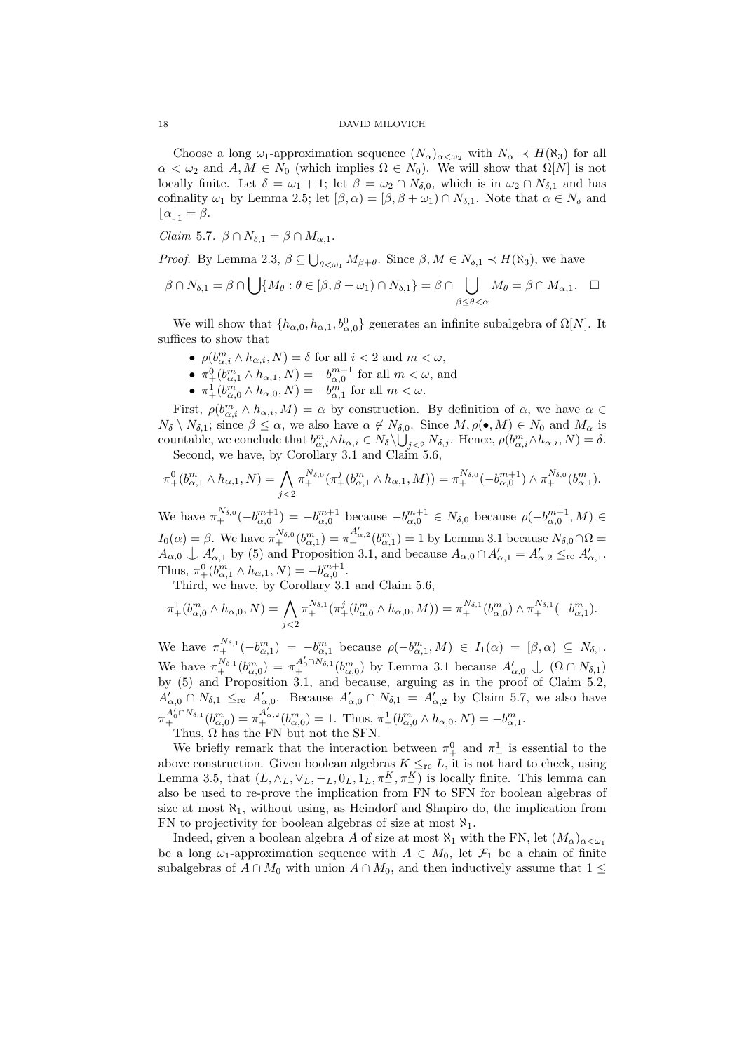Choose a long $\omega_1$-approximation sequence $(N_\alpha)_{\alpha<\omega_2}$ with $N_\alpha \prec H(\aleph_3)$ for all $\alpha < \omega_2$ and $A, M \in N_0$ (which implies $\Omega \in N_0$). We will show that $\Omega[N]$ is not locally finite. Let $\delta = \omega_1 + 1$; let $\beta = \omega_2 \cap N_{\delta,0}$, which is in $\omega_2 \cap N_{\delta,1}$ and has cofinality $\omega_1$ by Lemma 2.5; let $[\beta, \alpha) = [\beta, \beta + \omega_1) \cap N_{\delta,1}$. Note that $\alpha \in N_\delta$ and $\lfloor \alpha \rfloor_1 = \beta$.

*Claim* 5.7. $\beta \cap N_{\delta,1} = \beta \cap M_{\alpha,1}$.

*Proof.* By Lemma 2.3, $\beta \subseteq \bigcup_{\theta<\omega_1} M_{\beta+\theta}$. Since $\beta, M \in N_{\delta,1} \prec H(\aleph_3)$, we have

$$\beta \cap N_{\delta,1} = \beta \cap \bigcup \{M_\theta : \theta \in [\beta, \beta+\omega_1) \cap N_{\delta,1}\} = \beta \cap \bigcup_{\beta \leq \theta < \alpha} M_\theta = \beta \cap M_{\alpha,1}. \quad \square$$

We will show that $\{h_{\alpha,0}, h_{\alpha,1}, b^0_{\alpha,0}\}$ generates an infinite subalgebra of $\Omega[N]$. It suffices to show that

- $\rho(b^m_{\alpha,i} \wedge h_{\alpha,i}, N) = \delta$ for all $i < 2$ and $m < \omega$,
- $\pi^0_+(b^m_{\alpha,1} \wedge h_{\alpha,1}, N) = -b^{m+1}_{\alpha,0}$ for all $m < \omega$, and
- $\pi^1_+(b^m_{\alpha,0} \wedge h_{\alpha,0}, N) = -b^m_{\alpha,1}$ for all $m < \omega$.

First, $\rho(b^m_{\alpha,i} \wedge h_{\alpha,i}, M) = \alpha$ by construction. By definition of $\alpha$, we have $\alpha \in N_\delta \setminus N_{\delta,1}$; since $\beta \leq \alpha$, we also have $\alpha \notin N_{\delta,0}$. Since $M, \rho(\bullet, M) \in N_0$ and $M_\alpha$ is countable, we conclude that $b^m_{\alpha,i} \wedge h_{\alpha,i} \in N_\delta \setminus \bigcup_{j<2} N_{\delta,j}$. Hence, $\rho(b^m_{\alpha,i} \wedge h_{\alpha,i}, N) = \delta$.

Second, we have, by Corollary 3.1 and Claim 5.6,

$$\pi^0_+(b^m_{\alpha,1} \wedge h_{\alpha,1}, N) = \bigwedge_{j<2} \pi^{N_{\delta,0}}_+(\pi^j_+(b^m_{\alpha,1} \wedge h_{\alpha,1}, M)) = \pi^{N_{\delta,0}}_+(-b^{m+1}_{\alpha,0}) \wedge \pi^{N_{\delta,0}}_+(b^m_{\alpha,1}).$$

We have $\pi^{N_{\delta,0}}_+(-b^{m+1}_{\alpha,0}) = -b^{m+1}_{\alpha,0}$ because $-b^{m+1}_{\alpha,0} \in N_{\delta,0}$ because $\rho(-b^{m+1}_{\alpha,0}, M) \in I_0(\alpha) = \beta$. We have $\pi^{N_{\delta,0}}_+(b^m_{\alpha,1}) = \pi^{A'_{\alpha,2}}_+(b^m_{\alpha,1}) = 1$ by Lemma 3.1 because $N_{\delta,0} \cap \Omega = A_{\alpha,0} \downarrow A'_{\alpha,1}$ by (5) and Proposition 3.1, and because $A_{\alpha,0} \cap A'_{\alpha,1} = A'_{\alpha,2} \leq_{\mathrm{rc}} A'_{\alpha,1}$. Thus, $\pi^0_+(b^m_{\alpha,1} \wedge h_{\alpha,1}, N) = -b^{m+1}_{\alpha,0}$.

Third, we have, by Corollary 3.1 and Claim 5.6,

$$\pi^1_+(b^m_{\alpha,0} \wedge h_{\alpha,0}, N) = \bigwedge_{j<2} \pi^{N_{\delta,1}}_+(\pi^j_+(b^m_{\alpha,0} \wedge h_{\alpha,0}, M)) = \pi^{N_{\delta,1}}_+(b^m_{\alpha,0}) \wedge \pi^{N_{\delta,1}}_+(-b^m_{\alpha,1}).$$

We have $\pi^{N_{\delta,1}}_+(-b^m_{\alpha,1}) = -b^m_{\alpha,1}$ because $\rho(-b^m_{\alpha,1}, M) \in I_1(\alpha) = [\beta, \alpha) \subseteq N_{\delta,1}$. We have $\pi^{N_{\delta,1}}_+(b^m_{\alpha,0}) = \pi^{A'_0 \cap N_{\delta,1}}_+(b^m_{\alpha,0})$ by Lemma 3.1 because $A'_{\alpha,0} \downarrow (\Omega \cap N_{\delta,1})$ by (5) and Proposition 3.1, and because, arguing as in the proof of Claim 5.2, $A'_{\alpha,0} \cap N_{\delta,1} \leq_{\mathrm{rc}} A'_{\alpha,0}$. Because $A'_{\alpha,0} \cap N_{\delta,1} = A'_{\alpha,2}$ by Claim 5.7, we also have $\pi^{A'_0 \cap N_{\delta,1}}_+(b^m_{\alpha,0}) = \pi^{A'_{\alpha,2}}_+(b^m_{\alpha,0}) = 1$. Thus, $\pi^1_+(b^m_{\alpha,0} \wedge h_{\alpha,0}, N) = -b^m_{\alpha,1}$.

Thus, $\Omega$ has the FN but not the SFN.

We briefly remark that the interaction between $\pi^0_+$ and $\pi^1_+$ is essential to the above construction. Given boolean algebras $K \leq_{\mathrm{rc}} L$, it is not hard to check, using Lemma 3.5, that $(L, \wedge_L, \vee_L, -_L, 0_L, 1_L, \pi^K_+, \pi^K_-)$ is locally finite. This lemma can also be used to re-prove the implication from FN to SFN for boolean algebras of size at most $\aleph_1$, without using, as Heindorf and Shapiro do, the implication from FN to projectivity for boolean algebras of size at most $\aleph_1$.

Indeed, given a boolean algebra $A$ of size at most $\aleph_1$ with the FN, let $(M_\alpha)_{\alpha<\omega_1}$ be a long $\omega_1$-approximation sequence with $A \in M_0$, let $\mathcal{F}_1$ be a chain of finite subalgebras of $A \cap M_0$ with union $A \cap M_0$, and then inductively assume that $1 \leq$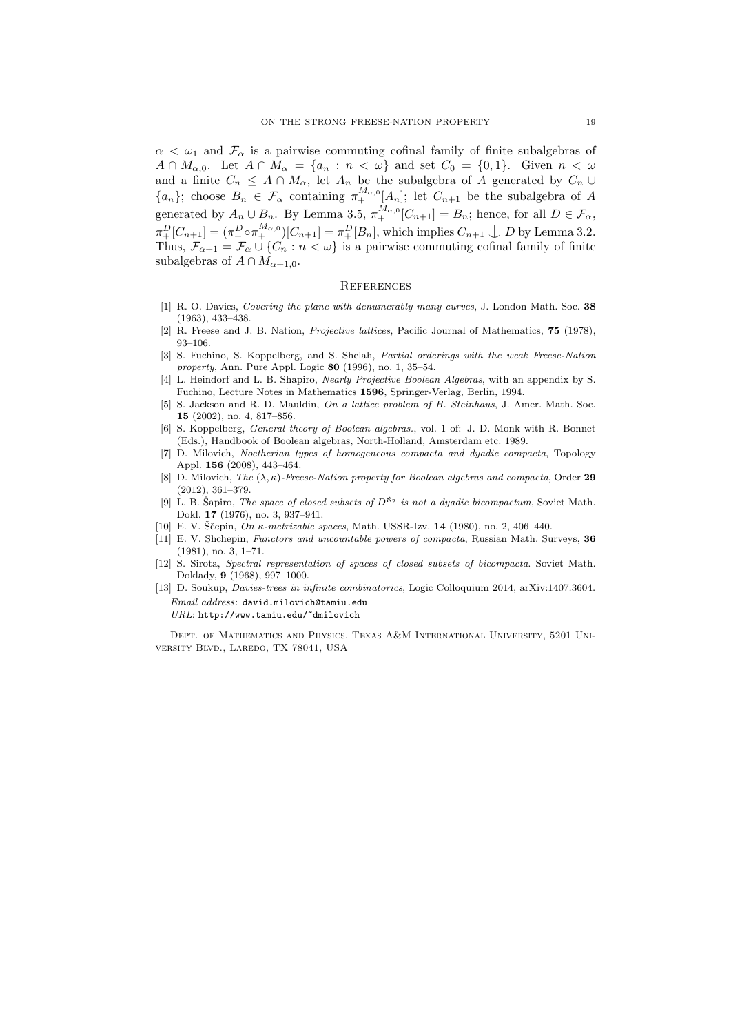$\alpha < \omega_1$ and $\mathcal{F}_\alpha$ is a pairwise commuting cofinal family of finite subalgebras of $A \cap M_{\alpha,0}$. Let $A \cap M_\alpha = \{a_n : n < \omega\}$ and set $C_0 = \{0, 1\}$. Given $n < \omega$ and a finite $C_n \leq A \cap M_\alpha$, let $A_n$ be the subalgebra of $A$ generated by $C_n \cup \{a_n\}$; choose $B_n \in \mathcal{F}_\alpha$ containing $\pi_+^{M_{\alpha,0}}[A_n]$; let $C_{n+1}$ be the subalgebra of $A$ generated by $A_n \cup B_n$. By Lemma 3.5, $\pi_+^{M_{\alpha,0}}[C_{n+1}] = B_n$; hence, for all $D \in \mathcal{F}_\alpha$, $\pi_+^D[C_{n+1}] = (\pi_+^D \circ \pi_+^{M_{\alpha,0}})[C_{n+1}] = \pi_+^D[B_n]$, which implies $C_{n+1} \downarrow D$ by Lemma 3.2. Thus, $\mathcal{F}_{\alpha+1} = \mathcal{F}_\alpha \cup \{C_n : n < \omega\}$ is a pairwise commuting cofinal family of finite subalgebras of $A \cap M_{\alpha+1,0}$.

## References

[1] R. O. Davies, *Covering the plane with denumerably many curves*, J. London Math. Soc. **38** (1963), 433–438.

[2] R. Freese and J. B. Nation, *Projective lattices*, Pacific Journal of Mathematics, **75** (1978), 93–106.

[3] S. Fuchino, S. Koppelberg, and S. Shelah, *Partial orderings with the weak Freese-Nation property*, Ann. Pure Appl. Logic **80** (1996), no. 1, 35–54.

[4] L. Heindorf and L. B. Shapiro, *Nearly Projective Boolean Algebras*, with an appendix by S. Fuchino, Lecture Notes in Mathematics **1596**, Springer-Verlag, Berlin, 1994.

[5] S. Jackson and R. D. Mauldin, *On a lattice problem of H. Steinhaus*, J. Amer. Math. Soc. **15** (2002), no. 4, 817–856.

[6] S. Koppelberg, *General theory of Boolean algebras.*, vol. 1 of: J. D. Monk with R. Bonnet (Eds.), Handbook of Boolean algebras, North-Holland, Amsterdam etc. 1989.

[7] D. Milovich, *Noetherian types of homogeneous compacta and dyadic compacta*, Topology Appl. **156** (2008), 443–464.

[8] D. Milovich, *The $(\lambda, \kappa)$-Freese-Nation property for Boolean algebras and compacta*, Order **29** (2012), 361–379.

[9] L. B. Šapiro, *The space of closed subsets of $D^{\aleph_2}$ is not a dyadic bicompactum*, Soviet Math. Dokl. **17** (1976), no. 3, 937–941.

[10] E. V. Ščepin, *On $\kappa$-metrizable spaces*, Math. USSR-Izv. **14** (1980), no. 2, 406–440.

[11] E. V. Shchepin, *Functors and uncountable powers of compacta*, Russian Math. Surveys, **36** (1981), no. 3, 1–71.

[12] S. Sirota, *Spectral representation of spaces of closed subsets of bicompacta*. Soviet Math. Doklady, **9** (1968), 997–1000.

[13] D. Soukup, *Davies-trees in infinite combinatorics*, Logic Colloquium 2014, arXiv:1407.3604.

*Email address*: david.milovich@tamiu.edu

*URL*: http://www.tamiu.edu/~dmilovich

Dept. of Mathematics and Physics, Texas A&M International University, 5201 University Blvd., Laredo, TX 78041, USA